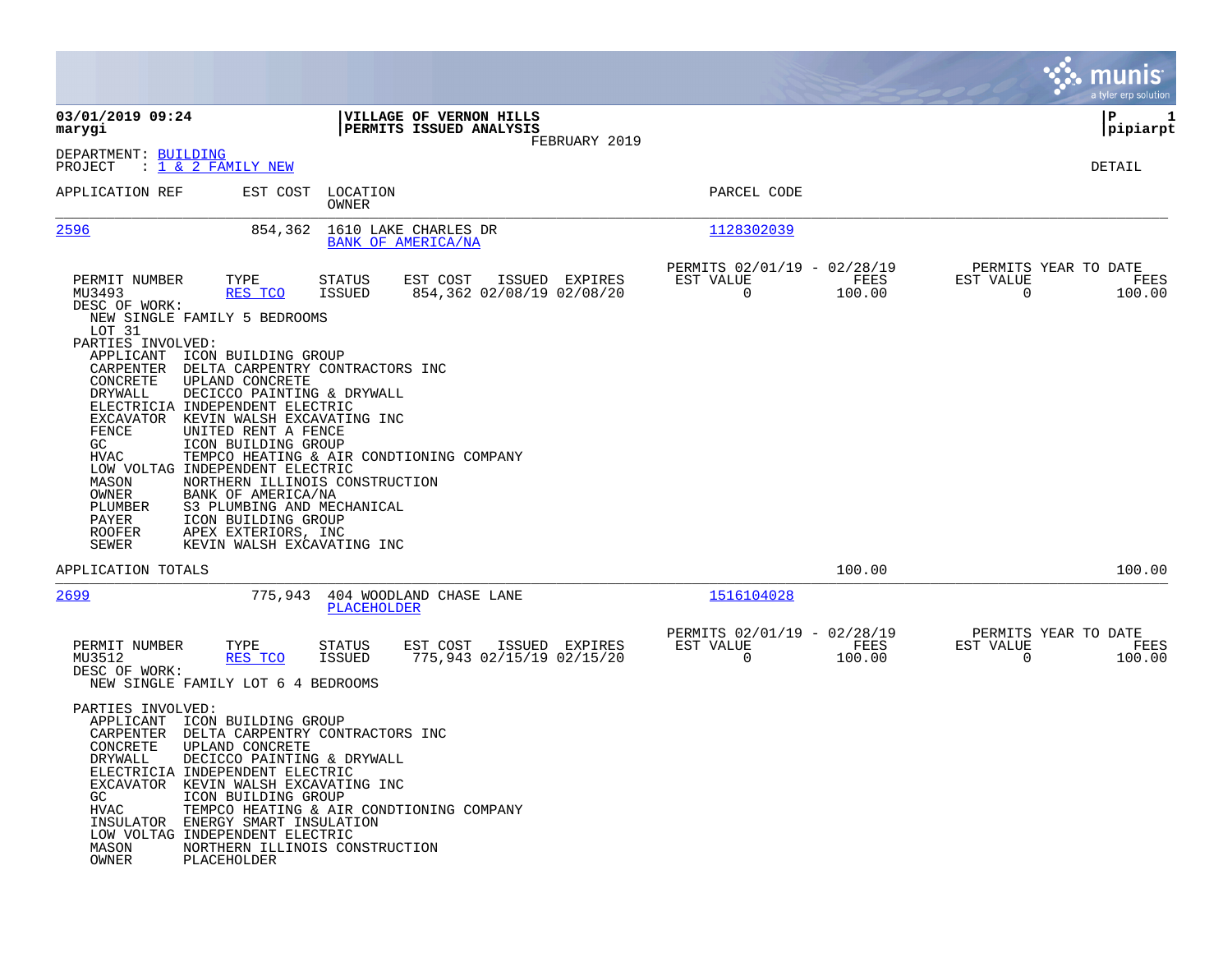**03/01/2019 09:24**
**marygi**

**VILLAGE OF VERNON HILLS**
**PERMITS ISSUED ANALYSIS**
FEBRUARY 2019

**P 1**
**pipiarpt**

DEPARTMENT: BUILDING
PROJECT : 1 & 2 FAMILY NEW

DETAIL

| APPLICATION REF | EST COST | LOCATION / OWNER | PARCEL CODE |
|---|---|---|---|
| 2596 | 854,362 | 1610 LAKE CHARLES DR / BANK OF AMERICA/NA | 1128302039 |

| PERMIT NUMBER | TYPE | STATUS | EST COST | ISSUED | EXPIRES | PERMITS 02/01/19 - 02/28/19 EST VALUE | FEES | PERMITS YEAR TO DATE EST VALUE | FEES |
|---|---|---|---|---|---|---|---|---|---|
| MU3493 | RES TCO | ISSUED | 854,362 | 02/08/19 | 02/08/20 | 0 | 100.00 | 0 | 100.00 |

DESC OF WORK:
NEW SINGLE FAMILY 5 BEDROOMS
LOT 31

PARTIES INVOLVED:

| Role | Party |
|---|---|
| APPLICANT | ICON BUILDING GROUP |
| CARPENTER | DELTA CARPENTRY CONTRACTORS INC |
| CONCRETE | UPLAND CONCRETE |
| DRYWALL | DECICCO PAINTING & DRYWALL |
| ELECTRICIA | INDEPENDENT ELECTRIC |
| EXCAVATOR | KEVIN WALSH EXCAVATING INC |
| FENCE | UNITED RENT A FENCE |
| GC | ICON BUILDING GROUP |
| HVAC | TEMPCO HEATING & AIR CONDTIONING COMPANY |
| LOW VOLTAG | INDEPENDENT ELECTRIC |
| MASON | NORTHERN ILLINOIS CONSTRUCTION |
| OWNER | BANK OF AMERICA/NA |
| PLUMBER | S3 PLUMBING AND MECHANICAL |
| PAYER | ICON BUILDING GROUP |
| ROOFER | APEX EXTERIORS, INC |
| SEWER | KEVIN WALSH EXCAVATING INC |

APPLICATION TOTALS: 100.00 | 100.00

| APPLICATION REF | EST COST | LOCATION / OWNER | PARCEL CODE |
|---|---|---|---|
| 2699 | 775,943 | 404 WOODLAND CHASE LANE / PLACEHOLDER | 1516104028 |

| PERMIT NUMBER | TYPE | STATUS | EST COST | ISSUED | EXPIRES | PERMITS 02/01/19 - 02/28/19 EST VALUE | FEES | PERMITS YEAR TO DATE EST VALUE | FEES |
|---|---|---|---|---|---|---|---|---|---|
| MU3512 | RES TCO | ISSUED | 775,943 | 02/15/19 | 02/15/20 | 0 | 100.00 | 0 | 100.00 |

DESC OF WORK:
NEW SINGLE FAMILY LOT 6 4 BEDROOMS

PARTIES INVOLVED:

| Role | Party |
|---|---|
| APPLICANT | ICON BUILDING GROUP |
| CARPENTER | DELTA CARPENTRY CONTRACTORS INC |
| CONCRETE | UPLAND CONCRETE |
| DRYWALL | DECICCO PAINTING & DRYWALL |
| ELECTRICIA | INDEPENDENT ELECTRIC |
| EXCAVATOR | KEVIN WALSH EXCAVATING INC |
| GC | ICON BUILDING GROUP |
| HVAC | TEMPCO HEATING & AIR CONDTIONING COMPANY |
| INSULATOR | ENERGY SMART INSULATION |
| LOW VOLTAG | INDEPENDENT ELECTRIC |
| MASON | NORTHERN ILLINOIS CONSTRUCTION |
| OWNER | PLACEHOLDER |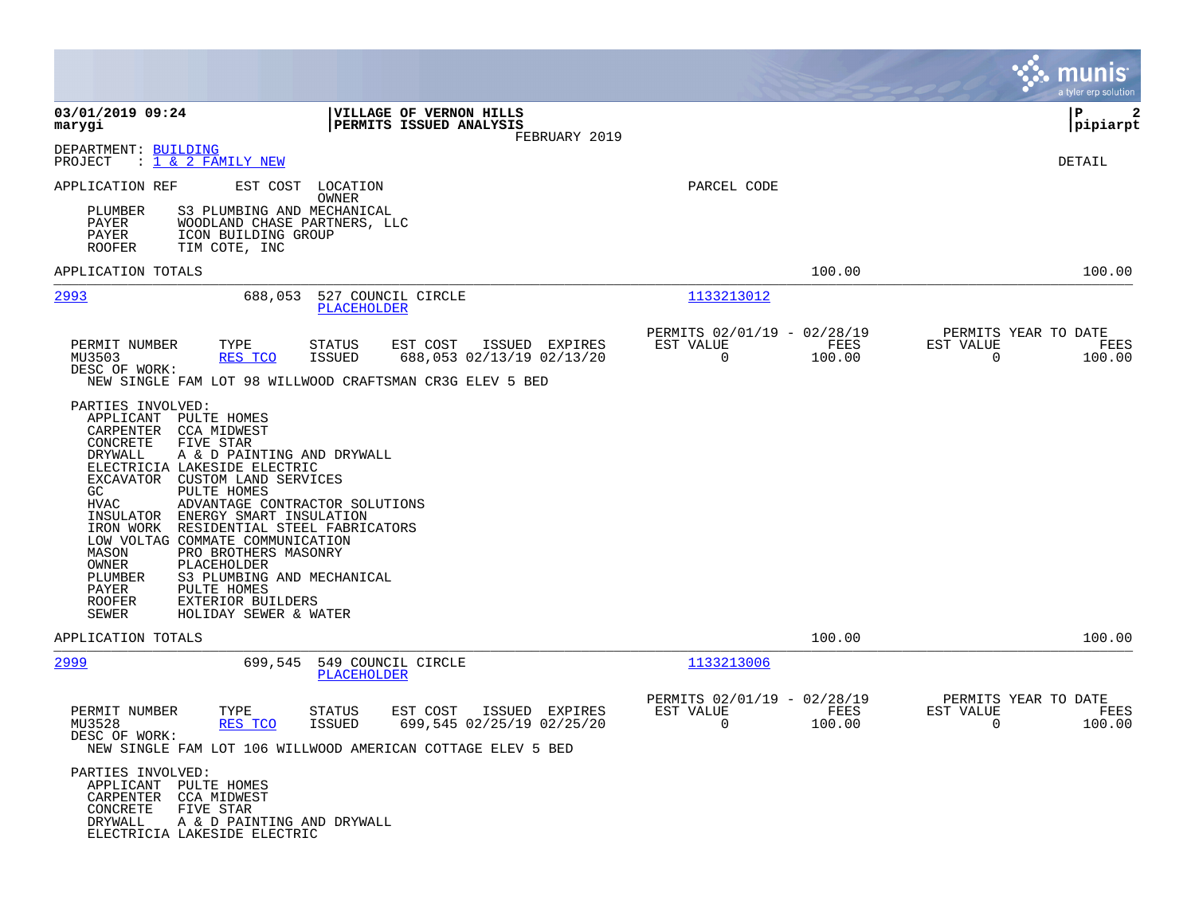**03/01/2019 09:24** — **VILLAGE OF VERNON HILLS** — **PERMITS ISSUED ANALYSIS**
**marygi** — FEBRUARY 2019 — **pipiarpt**

DEPARTMENT: BUILDING
PROJECT : 1 & 2 FAMILY NEW — DETAIL

APPLICATION REF — EST COST — LOCATION / OWNER — PARCEL CODE

PLUMBER S3 PLUMBING AND MECHANICAL
PAYER WOODLAND CHASE PARTNERS, LLC
PAYER ICON BUILDING GROUP
ROOFER TIM COTE, INC

APPLICATION TOTALS — 100.00 — 100.00

---

**2993** — 688,053 — 527 COUNCIL CIRCLE / PLACEHOLDER — 1133213012

| PERMIT NUMBER | TYPE | STATUS | EST COST | ISSUED | EXPIRES | PERMITS 02/01/19 - 02/28/19 EST VALUE | FEES | PERMITS YEAR TO DATE EST VALUE | FEES |
|---|---|---|---|---|---|---|---|---|---|
| MU3503 | RES TCO | ISSUED | 688,053 | 02/13/19 | 02/13/20 | 0 | 100.00 | 0 | 100.00 |

DESC OF WORK:
NEW SINGLE FAM LOT 98 WILLWOOD CRAFTSMAN CR3G ELEV 5 BED

PARTIES INVOLVED:
- APPLICANT PULTE HOMES
- CARPENTER CCA MIDWEST
- CONCRETE FIVE STAR
- DRYWALL A & D PAINTING AND DRYWALL
- ELECTRICIA LAKESIDE ELECTRIC
- EXCAVATOR CUSTOM LAND SERVICES
- GC PULTE HOMES
- HVAC ADVANTAGE CONTRACTOR SOLUTIONS
- INSULATOR ENERGY SMART INSULATION
- IRON WORK RESIDENTIAL STEEL FABRICATORS
- LOW VOLTAG COMMATE COMMUNICATION
- MASON PRO BROTHERS MASONRY
- OWNER PLACEHOLDER
- PLUMBER S3 PLUMBING AND MECHANICAL
- PAYER PULTE HOMES
- ROOFER EXTERIOR BUILDERS
- SEWER HOLIDAY SEWER & WATER

APPLICATION TOTALS — 100.00 — 100.00

---

**2999** — 699,545 — 549 COUNCIL CIRCLE / PLACEHOLDER — 1133213006

| PERMIT NUMBER | TYPE | STATUS | EST COST | ISSUED | EXPIRES | PERMITS 02/01/19 - 02/28/19 EST VALUE | FEES | PERMITS YEAR TO DATE EST VALUE | FEES |
|---|---|---|---|---|---|---|---|---|---|
| MU3528 | RES TCO | ISSUED | 699,545 | 02/25/19 | 02/25/20 | 0 | 100.00 | 0 | 100.00 |

DESC OF WORK:
NEW SINGLE FAM LOT 106 WILLWOOD AMERICAN COTTAGE ELEV 5 BED

PARTIES INVOLVED:
- APPLICANT PULTE HOMES
- CARPENTER CCA MIDWEST
- CONCRETE FIVE STAR
- DRYWALL A & D PAINTING AND DRYWALL
- ELECTRICIA LAKESIDE ELECTRIC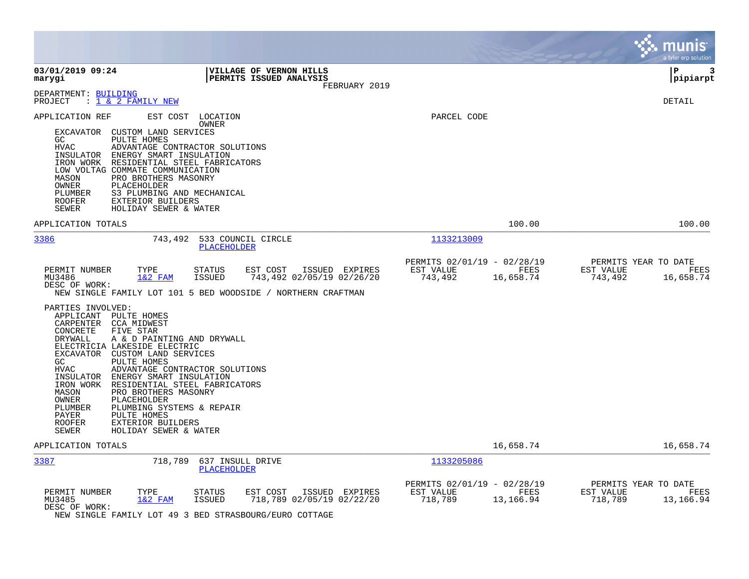**03/01/2019 09:24** | **VILLAGE OF VERNON HILLS** | **P 3**
**marygi** | **PERMITS ISSUED ANALYSIS** | **pipiarpt**
FEBRUARY 2019

DEPARTMENT: BUILDING
PROJECT : 1 & 2 FAMILY NEW

DETAIL

APPLICATION REF    EST COST    LOCATION / OWNER    PARCEL CODE

EXCAVATOR CUSTOM LAND SERVICES
GC PULTE HOMES
HVAC ADVANTAGE CONTRACTOR SOLUTIONS
INSULATOR ENERGY SMART INSULATION
IRON WORK RESIDENTIAL STEEL FABRICATORS
LOW VOLTAG COMMATE COMMUNICATION
MASON PRO BROTHERS MASONRY
OWNER PLACEHOLDER
PLUMBER S3 PLUMBING AND MECHANICAL
ROOFER EXTERIOR BUILDERS
SEWER HOLIDAY SEWER & WATER

APPLICATION TOTALS — 100.00 — 100.00

---

3386 — 743,492 — 533 COUNCIL CIRCLE — PLACEHOLDER — 1133213009

| PERMIT NUMBER | TYPE | STATUS | EST COST | ISSUED | EXPIRES | PERMITS 02/01/19 - 02/28/19 EST VALUE | FEES | PERMITS YEAR TO DATE EST VALUE | FEES |
|---|---|---|---|---|---|---|---|---|---|
| MU3486 | 1&2 FAM | ISSUED | 743,492 | 02/05/19 | 02/26/20 | 743,492 | 16,658.74 | 743,492 | 16,658.74 |

DESC OF WORK:
NEW SINGLE FAMILY LOT 101 5 BED WOODSIDE / NORTHERN CRAFTMAN

PARTIES INVOLVED:
APPLICANT PULTE HOMES
CARPENTER CCA MIDWEST
CONCRETE FIVE STAR
DRYWALL A & D PAINTING AND DRYWALL
ELECTRICIA LAKESIDE ELECTRIC
EXCAVATOR CUSTOM LAND SERVICES
GC PULTE HOMES
HVAC ADVANTAGE CONTRACTOR SOLUTIONS
INSULATOR ENERGY SMART INSULATION
IRON WORK RESIDENTIAL STEEL FABRICATORS
MASON PRO BROTHERS MASONRY
OWNER PLACEHOLDER
PLUMBER PLUMBING SYSTEMS & REPAIR
PAYER PULTE HOMES
ROOFER EXTERIOR BUILDERS
SEWER HOLIDAY SEWER & WATER

APPLICATION TOTALS — 16,658.74 — 16,658.74

---

3387 — 718,789 — 637 INSULL DRIVE — PLACEHOLDER — 1133205086

| PERMIT NUMBER | TYPE | STATUS | EST COST | ISSUED | EXPIRES | PERMITS 02/01/19 - 02/28/19 EST VALUE | FEES | PERMITS YEAR TO DATE EST VALUE | FEES |
|---|---|---|---|---|---|---|---|---|---|
| MU3485 | 1&2 FAM | ISSUED | 718,789 | 02/05/19 | 02/22/20 | 718,789 | 13,166.94 | 718,789 | 13,166.94 |

DESC OF WORK:
NEW SINGLE FAMILY LOT 49 3 BED STRASBOURG/EURO COTTAGE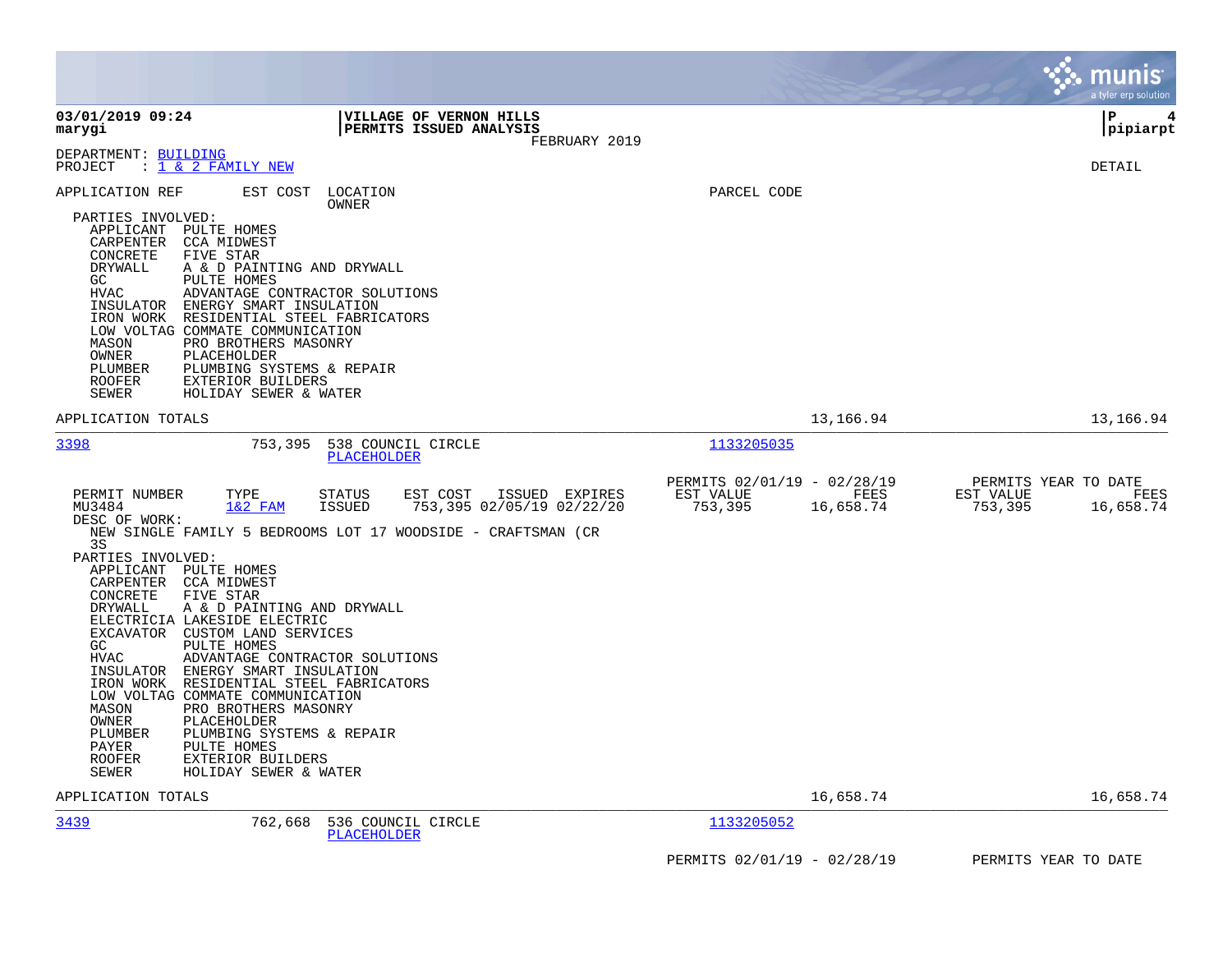**03/01/2019 09:24** | **VILLAGE OF VERNON HILLS** | **P 4**
**marygi** | **PERMITS ISSUED ANALYSIS** | **pipiarpt**

FEBRUARY 2019

DEPARTMENT: BUILDING
PROJECT : 1 & 2 FAMILY NEW

DETAIL

APPLICATION REF | EST COST | LOCATION / OWNER | PARCEL CODE

PARTIES INVOLVED:

- APPLICANT PULTE HOMES
- CARPENTER CCA MIDWEST
- CONCRETE FIVE STAR
- DRYWALL A & D PAINTING AND DRYWALL
- GC PULTE HOMES
- HVAC ADVANTAGE CONTRACTOR SOLUTIONS
- INSULATOR ENERGY SMART INSULATION
- IRON WORK RESIDENTIAL STEEL FABRICATORS
- LOW VOLTAG COMMATE COMMUNICATION
- MASON PRO BROTHERS MASONRY
- OWNER PLACEHOLDER
- PLUMBER PLUMBING SYSTEMS & REPAIR
- ROOFER EXTERIOR BUILDERS
- SEWER HOLIDAY SEWER & WATER

APPLICATION TOTALS 13,166.94 13,166.94

---

**3398** 753,395 538 COUNCIL CIRCLE — PLACEHOLDER — Parcel 1133205035

| PERMIT NUMBER | TYPE | STATUS | EST COST | ISSUED | EXPIRES | PERMITS 02/01/19 - 02/28/19 EST VALUE | FEES | PERMITS YEAR TO DATE EST VALUE | FEES |
|---|---|---|---|---|---|---|---|---|---|
| MU3484 | 1&2 FAM | ISSUED | 753,395 | 02/05/19 | 02/22/20 | 753,395 | 16,658.74 | 753,395 | 16,658.74 |

DESC OF WORK:
NEW SINGLE FAMILY 5 BEDROOMS LOT 17 WOODSIDE - CRAFTSMAN (CR 3S

PARTIES INVOLVED:

- APPLICANT PULTE HOMES
- CARPENTER CCA MIDWEST
- CONCRETE FIVE STAR
- DRYWALL A & D PAINTING AND DRYWALL
- ELECTRICIA LAKESIDE ELECTRIC
- EXCAVATOR CUSTOM LAND SERVICES
- GC PULTE HOMES
- HVAC ADVANTAGE CONTRACTOR SOLUTIONS
- INSULATOR ENERGY SMART INSULATION
- IRON WORK RESIDENTIAL STEEL FABRICATORS
- LOW VOLTAG COMMATE COMMUNICATION
- MASON PRO BROTHERS MASONRY
- OWNER PLACEHOLDER
- PLUMBER PLUMBING SYSTEMS & REPAIR
- PAYER PULTE HOMES
- ROOFER EXTERIOR BUILDERS
- SEWER HOLIDAY SEWER & WATER

APPLICATION TOTALS 16,658.74 16,658.74

---

**3439** 762,668 536 COUNCIL CIRCLE — PLACEHOLDER — Parcel 1133205052

PERMITS 02/01/19 - 02/28/19 | PERMITS YEAR TO DATE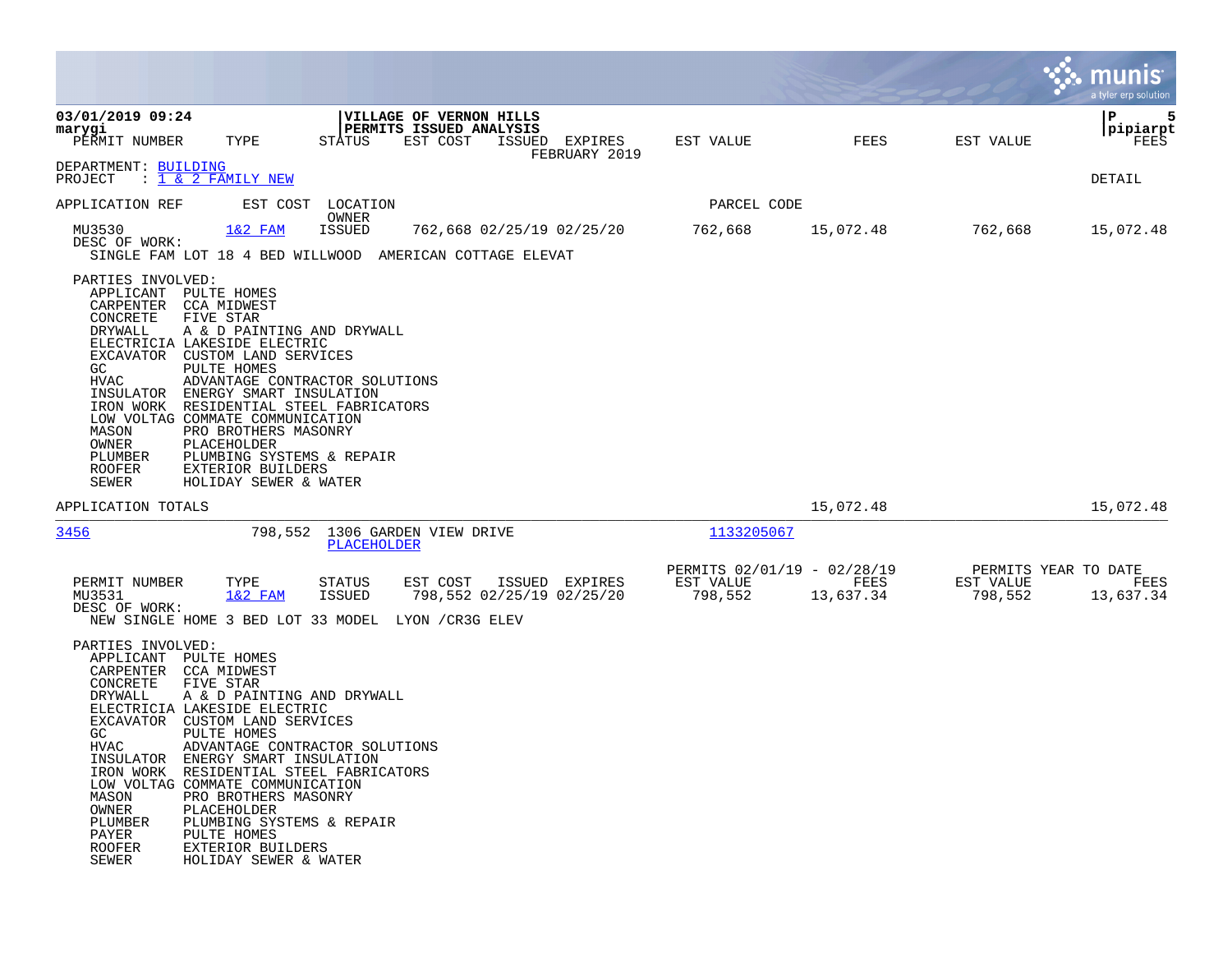03/01/2019 09:24 | VILLAGE OF VERNON HILLS | P 5
marygi | PERMITS ISSUED ANALYSIS | pipiarpt

FEBRUARY 2019

DEPARTMENT: BUILDING
PROJECT : 1 & 2 FAMILY NEW

DETAIL

| PERMIT NUMBER | TYPE | STATUS | EST COST | ISSUED | EXPIRES | EST VALUE | FEES | EST VALUE | FEES |
|---|---|---|---|---|---|---|---|---|---|
| MU3530 | 1&2 FAM | ISSUED | 762,668 | 02/25/19 | 02/25/20 | 762,668 | 15,072.48 | 762,668 | 15,072.48 |

DESC OF WORK:
SINGLE FAM LOT 18 4 BED WILLWOOD AMERICAN COTTAGE ELEVAT

PARTIES INVOLVED:

| | |
|---|---|
| APPLICANT | PULTE HOMES |
| CARPENTER | CCA MIDWEST |
| CONCRETE | FIVE STAR |
| DRYWALL | A & D PAINTING AND DRYWALL |
| ELECTRICIA | LAKESIDE ELECTRIC |
| EXCAVATOR | CUSTOM LAND SERVICES |
| GC | PULTE HOMES |
| HVAC | ADVANTAGE CONTRACTOR SOLUTIONS |
| INSULATOR | ENERGY SMART INSULATION |
| IRON WORK | RESIDENTIAL STEEL FABRICATORS |
| LOW VOLTAG | COMMATE COMMUNICATION |
| MASON | PRO BROTHERS MASONRY |
| OWNER | PLACEHOLDER |
| PLUMBER | PLUMBING SYSTEMS & REPAIR |
| ROOFER | EXTERIOR BUILDERS |
| SEWER | HOLIDAY SEWER & WATER |

APPLICATION TOTALS 15,072.48 15,072.48

---

| APPLICATION REF | EST COST | LOCATION / OWNER | PARCEL CODE |
|---|---|---|---|
| 3456 | 798,552 | 1306 GARDEN VIEW DRIVE / PLACEHOLDER | 1133205067 |

| PERMIT NUMBER | TYPE | STATUS | EST COST | ISSUED | EXPIRES | PERMITS 02/01/19 - 02/28/19 EST VALUE | FEES | PERMITS YEAR TO DATE EST VALUE | FEES |
|---|---|---|---|---|---|---|---|---|---|
| MU3531 | 1&2 FAM | ISSUED | 798,552 | 02/25/19 | 02/25/20 | 798,552 | 13,637.34 | 798,552 | 13,637.34 |

DESC OF WORK:
NEW SINGLE HOME 3 BED LOT 33 MODEL LYON /CR3G ELEV

PARTIES INVOLVED:

| | |
|---|---|
| APPLICANT | PULTE HOMES |
| CARPENTER | CCA MIDWEST |
| CONCRETE | FIVE STAR |
| DRYWALL | A & D PAINTING AND DRYWALL |
| ELECTRICIA | LAKESIDE ELECTRIC |
| EXCAVATOR | CUSTOM LAND SERVICES |
| GC | PULTE HOMES |
| HVAC | ADVANTAGE CONTRACTOR SOLUTIONS |
| INSULATOR | ENERGY SMART INSULATION |
| IRON WORK | RESIDENTIAL STEEL FABRICATORS |
| LOW VOLTAG | COMMATE COMMUNICATION |
| MASON | PRO BROTHERS MASONRY |
| OWNER | PLACEHOLDER |
| PLUMBER | PLUMBING SYSTEMS & REPAIR |
| PAYER | PULTE HOMES |
| ROOFER | EXTERIOR BUILDERS |
| SEWER | HOLIDAY SEWER & WATER |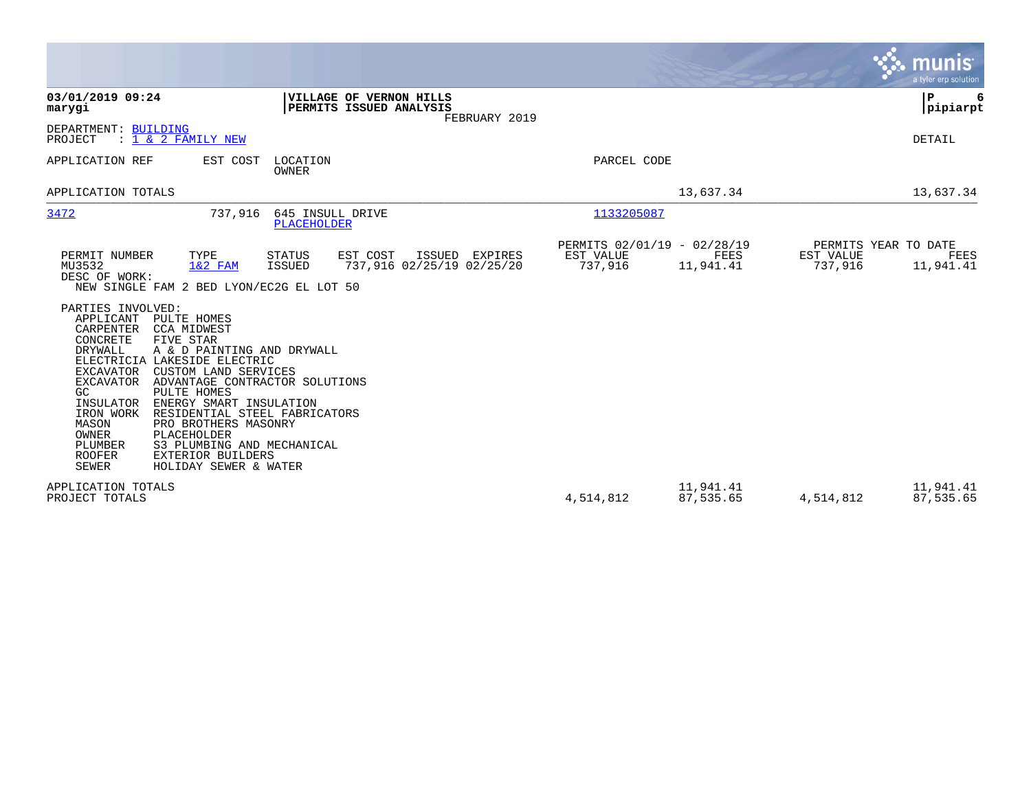**03/01/2019 09:24**
**marygi**

**VILLAGE OF VERNON HILLS**
**PERMITS ISSUED ANALYSIS**
FEBRUARY 2019

**P 6**
**pipiarpt**

DEPARTMENT: BUILDING
PROJECT : 1 & 2 FAMILY NEW

DETAIL

| APPLICATION REF | EST COST | LOCATION / OWNER | PARCEL CODE | | | |
|---|---|---|---|---|---|---|
| APPLICATION TOTALS | | | | 13,637.34 | | 13,637.34 |
| 3472 | 737,916 | 645 INSULL DRIVE / PLACEHOLDER | 1133205087 | | | |

| PERMIT NUMBER | TYPE | STATUS | EST COST | ISSUED | EXPIRES | PERMITS 02/01/19 - 02/28/19 EST VALUE | FEES | PERMITS YEAR TO DATE EST VALUE | FEES |
|---|---|---|---|---|---|---|---|---|---|
| MU3532 | 1&2 FAM | ISSUED | 737,916 | 02/25/19 | 02/25/20 | 737,916 | 11,941.41 | 737,916 | 11,941.41 |

DESC OF WORK:
NEW SINGLE FAM 2 BED LYON/EC2G EL LOT 50

PARTIES INVOLVED:

| Role | Name |
|---|---|
| APPLICANT | PULTE HOMES |
| CARPENTER | CCA MIDWEST |
| CONCRETE | FIVE STAR |
| DRYWALL | A & D PAINTING AND DRYWALL |
| ELECTRICIA | LAKESIDE ELECTRIC |
| EXCAVATOR | CUSTOM LAND SERVICES |
| EXCAVATOR | ADVANTAGE CONTRACTOR SOLUTIONS |
| GC | PULTE HOMES |
| INSULATOR | ENERGY SMART INSULATION |
| IRON WORK | RESIDENTIAL STEEL FABRICATORS |
| MASON | PRO BROTHERS MASONRY |
| OWNER | PLACEHOLDER |
| PLUMBER | S3 PLUMBING AND MECHANICAL |
| ROOFER | EXTERIOR BUILDERS |
| SEWER | HOLIDAY SEWER & WATER |

| | EST VALUE | FEES | EST VALUE | FEES |
|---|---|---|---|---|
| APPLICATION TOTALS | | 11,941.41 | | 11,941.41 |
| PROJECT TOTALS | 4,514,812 | 87,535.65 | 4,514,812 | 87,535.65 |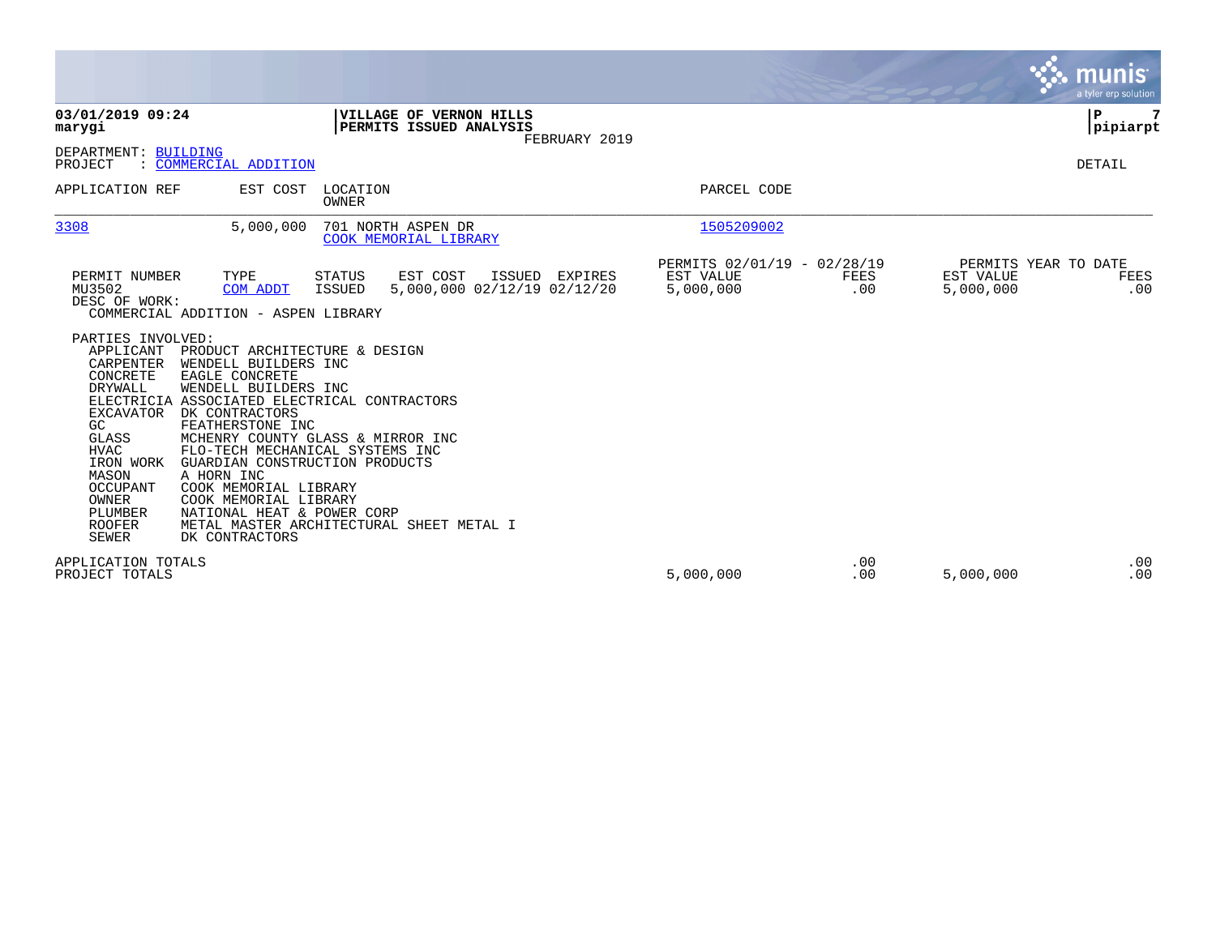**03/01/2019 09:24**
**marygi**

**VILLAGE OF VERNON HILLS**
**PERMITS ISSUED ANALYSIS**
FEBRUARY 2019

**P 7**
**pipiarpt**

DEPARTMENT: BUILDING
PROJECT : COMMERCIAL ADDITION

DETAIL

| APPLICATION REF | EST COST | LOCATION / OWNER | PARCEL CODE |
|---|---|---|---|
| 3308 | 5,000,000 | 701 NORTH ASPEN DR / COOK MEMORIAL LIBRARY | 1505209002 |

| PERMIT NUMBER | TYPE | STATUS | EST COST | ISSUED | EXPIRES | PERMITS 02/01/19 - 02/28/19 EST VALUE | FEES | PERMITS YEAR TO DATE EST VALUE | FEES |
|---|---|---|---|---|---|---|---|---|---|
| MU3502 | COM ADDT | ISSUED | 5,000,000 | 02/12/19 | 02/12/20 | 5,000,000 | .00 | 5,000,000 | .00 |

DESC OF WORK:
COMMERCIAL ADDITION - ASPEN LIBRARY

PARTIES INVOLVED:

| ROLE | NAME |
|---|---|
| APPLICANT | PRODUCT ARCHITECTURE & DESIGN |
| CARPENTER | WENDELL BUILDERS INC |
| CONCRETE | EAGLE CONCRETE |
| DRYWALL | WENDELL BUILDERS INC |
| ELECTRICIA | ASSOCIATED ELECTRICAL CONTRACTORS |
| EXCAVATOR | DK CONTRACTORS |
| GC | FEATHERSTONE INC |
| GLASS | MCHENRY COUNTY GLASS & MIRROR INC |
| HVAC | FLO-TECH MECHANICAL SYSTEMS INC |
| IRON WORK | GUARDIAN CONSTRUCTION PRODUCTS |
| MASON | A HORN INC |
| OCCUPANT | COOK MEMORIAL LIBRARY |
| OWNER | COOK MEMORIAL LIBRARY |
| PLUMBER | NATIONAL HEAT & POWER CORP |
| ROOFER | METAL MASTER ARCHITECTURAL SHEET METAL I |
| SEWER | DK CONTRACTORS |

| | EST VALUE | FEES | YTD EST VALUE | YTD FEES |
|---|---|---|---|---|
| APPLICATION TOTALS | | .00 | | .00 |
| PROJECT TOTALS | 5,000,000 | .00 | 5,000,000 | .00 |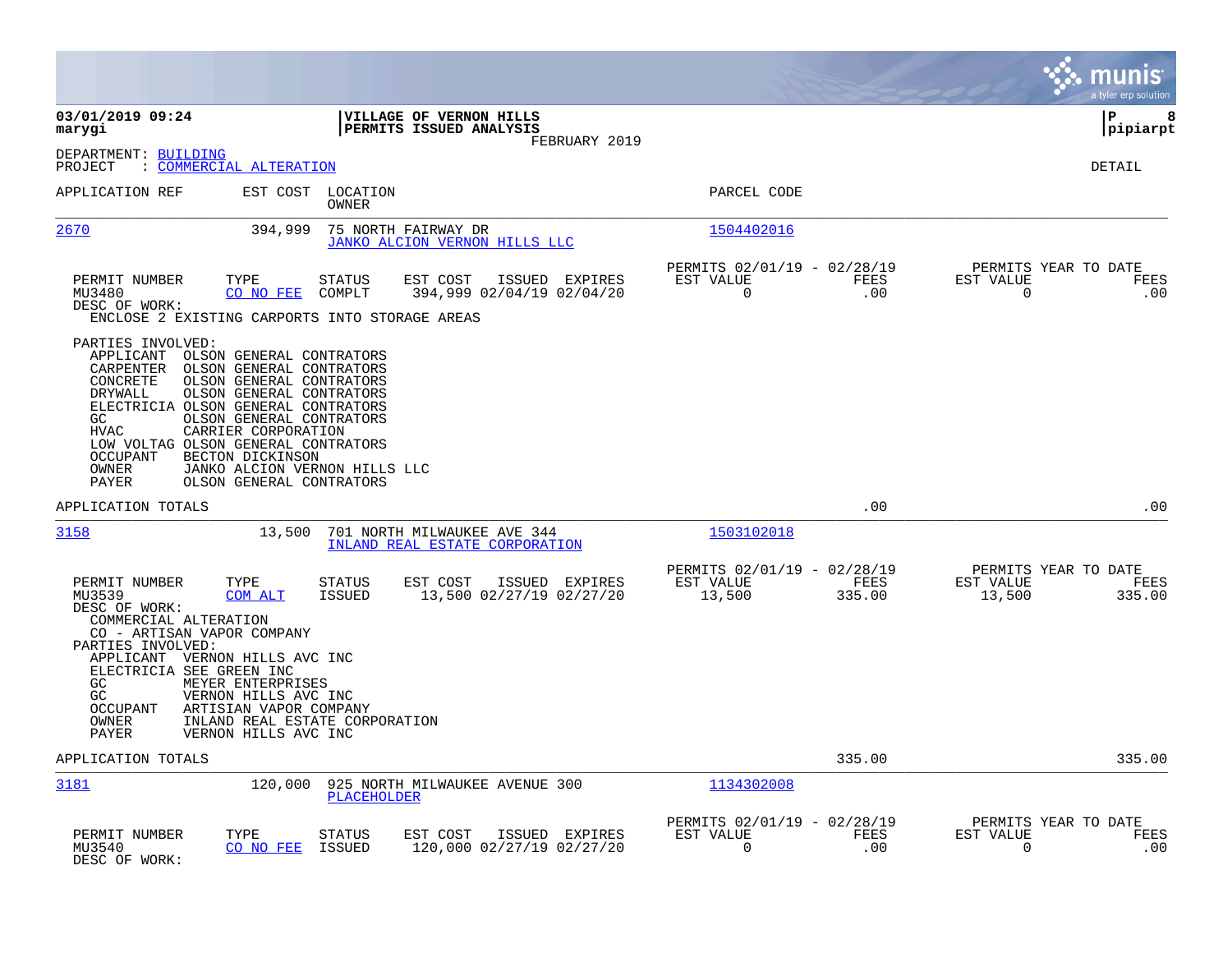**03/01/2019 09:24**
**marygi**

**VILLAGE OF VERNON HILLS**
**PERMITS ISSUED ANALYSIS**
FEBRUARY 2019

**P 8**
**pipiarpt**

DEPARTMENT: BUILDING
PROJECT : COMMERCIAL ALTERATION

DETAIL

| APPLICATION REF | EST COST | LOCATION / OWNER | PARCEL CODE |
|---|---|---|---|
| 2670 | 394,999 | 75 NORTH FAIRWAY DR / JANKO ALCION VERNON HILLS LLC | 1504402016 |

| PERMIT NUMBER | TYPE | STATUS | EST COST | ISSUED | EXPIRES | PERMITS 02/01/19 - 02/28/19 EST VALUE | FEES | PERMITS YEAR TO DATE EST VALUE | FEES |
|---|---|---|---|---|---|---|---|---|---|
| MU3480 | CO NO FEE | COMPLT | 394,999 | 02/04/19 | 02/04/20 | 0 | .00 | 0 | .00 |

DESC OF WORK:
ENCLOSE 2 EXISTING CARPORTS INTO STORAGE AREAS

PARTIES INVOLVED:
- APPLICANT OLSON GENERAL CONTRATORS
- CARPENTER OLSON GENERAL CONTRATORS
- CONCRETE OLSON GENERAL CONTRATORS
- DRYWALL OLSON GENERAL CONTRATORS
- ELECTRICIA OLSON GENERAL CONTRATORS
- GC OLSON GENERAL CONTRATORS
- HVAC CARRIER CORPORATION
- LOW VOLTAG OLSON GENERAL CONTRATORS
- OCCUPANT BECTON DICKINSON
- OWNER JANKO ALCION VERNON HILLS LLC
- PAYER OLSON GENERAL CONTRATORS

APPLICATION TOTALS .00 .00

| APPLICATION REF | EST COST | LOCATION / OWNER | PARCEL CODE |
|---|---|---|---|
| 3158 | 13,500 | 701 NORTH MILWAUKEE AVE 344 / INLAND REAL ESTATE CORPORATION | 1503102018 |

| PERMIT NUMBER | TYPE | STATUS | EST COST | ISSUED | EXPIRES | PERMITS 02/01/19 - 02/28/19 EST VALUE | FEES | PERMITS YEAR TO DATE EST VALUE | FEES |
|---|---|---|---|---|---|---|---|---|---|
| MU3539 | COM ALT | ISSUED | 13,500 | 02/27/19 | 02/27/20 | 13,500 | 335.00 | 13,500 | 335.00 |

DESC OF WORK:
COMMERCIAL ALTERATION
CO - ARTISAN VAPOR COMPANY

PARTIES INVOLVED:
- APPLICANT VERNON HILLS AVC INC
- ELECTRICIA SEE GREEN INC
- GC MEYER ENTERPRISES
- GC VERNON HILLS AVC INC
- OCCUPANT ARTISIAN VAPOR COMPANY
- OWNER INLAND REAL ESTATE CORPORATION
- PAYER VERNON HILLS AVC INC

APPLICATION TOTALS 335.00 335.00

| APPLICATION REF | EST COST | LOCATION / OWNER | PARCEL CODE |
|---|---|---|---|
| 3181 | 120,000 | 925 NORTH MILWAUKEE AVENUE 300 / PLACEHOLDER | 1134302008 |

| PERMIT NUMBER | TYPE | STATUS | EST COST | ISSUED | EXPIRES | PERMITS 02/01/19 - 02/28/19 EST VALUE | FEES | PERMITS YEAR TO DATE EST VALUE | FEES |
|---|---|---|---|---|---|---|---|---|---|
| MU3540 | CO NO FEE | ISSUED | 120,000 | 02/27/19 | 02/27/20 | 0 | .00 | 0 | .00 |

DESC OF WORK: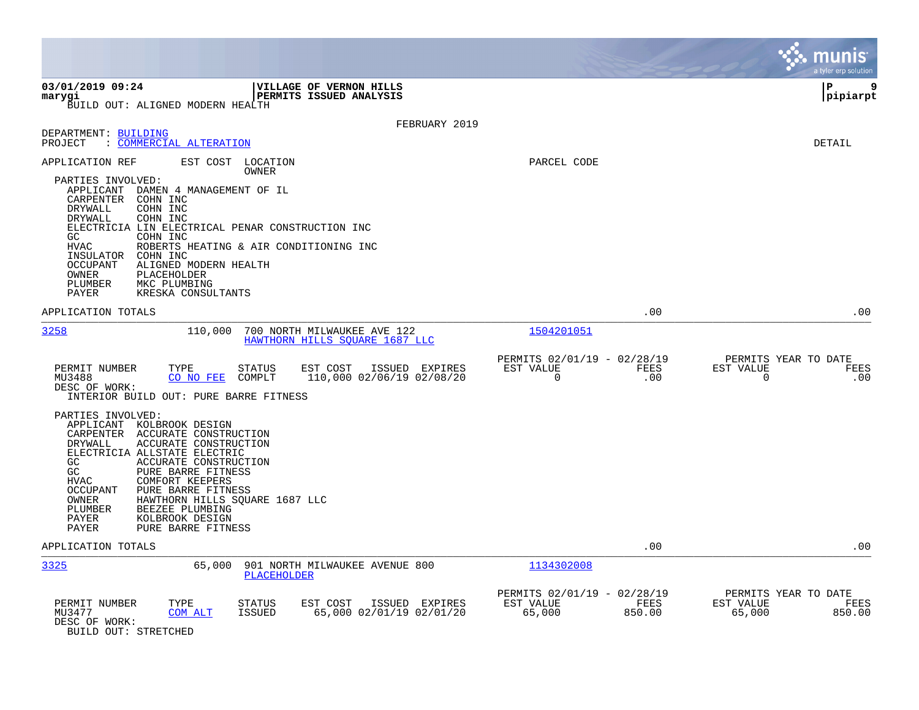BUILD OUT: ALIGNED MODERN HEALTH

FEBRUARY 2019

DEPARTMENT: BUILDING
PROJECT : COMMERCIAL ALTERATION

DETAIL

| APPLICATION REF | EST COST | LOCATION / OWNER | PARCEL CODE |
|---|---|---|---|

PARTIES INVOLVED:

| | |
|---|---|
| APPLICANT | DAMEN 4 MANAGEMENT OF IL |
| CARPENTER | COHN INC |
| DRYWALL | COHN INC |
| DRYWALL | COHN INC |
| ELECTRICIA | LIN ELECTRICAL PENAR CONSTRUCTION INC |
| GC | COHN INC |
| HVAC | ROBERTS HEATING & AIR CONDITIONING INC |
| INSULATOR | COHN INC |
| OCCUPANT | ALIGNED MODERN HEALTH |
| OWNER | PLACEHOLDER |
| PLUMBER | MKC PLUMBING |
| PAYER | KRESKA CONSULTANTS |

APPLICATION TOTALS .00 .00

---

| APPLICATION REF | EST COST | LOCATION / OWNER | PARCEL CODE |
|---|---|---|---|
| 3258 | 110,000 | 700 NORTH MILWAUKEE AVE 122 / HAWTHORN HILLS SQUARE 1687 LLC | 1504201051 |

| PERMIT NUMBER | TYPE | STATUS | EST COST | ISSUED | EXPIRES | PERMITS 02/01/19 - 02/28/19 EST VALUE | FEES | PERMITS YEAR TO DATE EST VALUE | FEES |
|---|---|---|---|---|---|---|---|---|---|
| MU3488 | CO NO FEE | COMPLT | 110,000 | 02/06/19 | 02/08/20 | 0 | .00 | 0 | .00 |

DESC OF WORK:
INTERIOR BUILD OUT: PURE BARRE FITNESS

PARTIES INVOLVED:

| | |
|---|---|
| APPLICANT | KOLBROOK DESIGN |
| CARPENTER | ACCURATE CONSTRUCTION |
| DRYWALL | ACCURATE CONSTRUCTION |
| ELECTRICIA | ALLSTATE ELECTRIC |
| GC | ACCURATE CONSTRUCTION |
| GC | PURE BARRE FITNESS |
| HVAC | COMFORT KEEPERS |
| OCCUPANT | PURE BARRE FITNESS |
| OWNER | HAWTHORN HILLS SQUARE 1687 LLC |
| PLUMBER | BEEZEE PLUMBING |
| PAYER | KOLBROOK DESIGN |
| PAYER | PURE BARRE FITNESS |

APPLICATION TOTALS .00 .00

---

| APPLICATION REF | EST COST | LOCATION / OWNER | PARCEL CODE |
|---|---|---|---|
| 3325 | 65,000 | 901 NORTH MILWAUKEE AVENUE 800 / PLACEHOLDER | 1134302008 |

| PERMIT NUMBER | TYPE | STATUS | EST COST | ISSUED | EXPIRES | PERMITS 02/01/19 - 02/28/19 EST VALUE | FEES | PERMITS YEAR TO DATE EST VALUE | FEES |
|---|---|---|---|---|---|---|---|---|---|
| MU3477 | COM ALT | ISSUED | 65,000 | 02/01/19 | 02/01/20 | 65,000 | 850.00 | 65,000 | 850.00 |

DESC OF WORK:
BUILD OUT: STRETCHED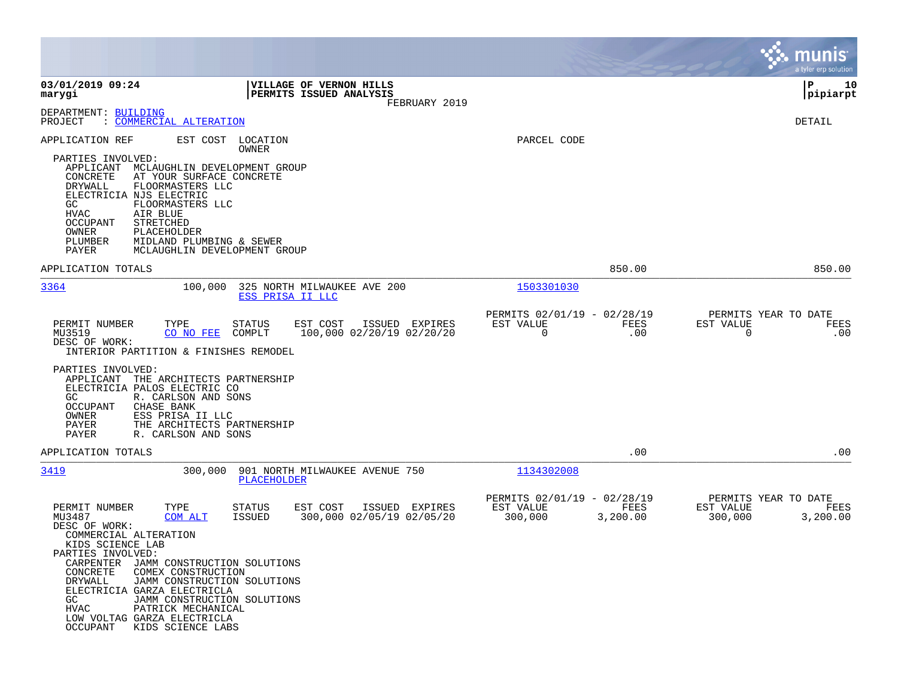**03/01/2019 09:24** | **VILLAGE OF VERNON HILLS** | **P 10**
**marygi** | **PERMITS ISSUED ANALYSIS** | **pipiarpt**
FEBRUARY 2019

DEPARTMENT: BUILDING
PROJECT : COMMERCIAL ALTERATION

DETAIL

APPLICATION REF | EST COST | LOCATION / OWNER | PARCEL CODE

PARTIES INVOLVED:
- APPLICANT MCLAUGHLIN DEVELOPMENT GROUP
- CONCRETE AT YOUR SURFACE CONCRETE
- DRYWALL FLOORMASTERS LLC
- ELECTRICIA NJS ELECTRIC
- GC FLOORMASTERS LLC
- HVAC AIR BLUE
- OCCUPANT STRETCHED
- OWNER PLACEHOLDER
- PLUMBER MIDLAND PLUMBING & SEWER
- PAYER MCLAUGHLIN DEVELOPMENT GROUP

APPLICATION TOTALS 850.00 850.00

---

**3364** | 100,000 | 325 NORTH MILWAUKEE AVE 200 / ESS PRISA II LLC | 1503301030

| PERMIT NUMBER | TYPE | STATUS | EST COST | ISSUED | EXPIRES | PERMITS 02/01/19 - 02/28/19 EST VALUE | FEES | PERMITS YEAR TO DATE EST VALUE | FEES |
|---|---|---|---|---|---|---|---|---|---|
| MU3519 | CO NO FEE | COMPLT | 100,000 | 02/20/19 | 02/20/20 | 0 | .00 | 0 | .00 |

DESC OF WORK:
INTERIOR PARTITION & FINISHES REMODEL

PARTIES INVOLVED:
- APPLICANT THE ARCHITECTS PARTNERSHIP
- ELECTRICIA PALOS ELECTRIC CO
- GC R. CARLSON AND SONS
- OCCUPANT CHASE BANK
- OWNER ESS PRISA II LLC
- PAYER THE ARCHITECTS PARTNERSHIP
- PAYER R. CARLSON AND SONS

APPLICATION TOTALS .00 .00

---

**3419** | 300,000 | 901 NORTH MILWAUKEE AVENUE 750 / PLACEHOLDER | 1134302008

| PERMIT NUMBER | TYPE | STATUS | EST COST | ISSUED | EXPIRES | PERMITS 02/01/19 - 02/28/19 EST VALUE | FEES | PERMITS YEAR TO DATE EST VALUE | FEES |
|---|---|---|---|---|---|---|---|---|---|
| MU3487 | COM ALT | ISSUED | 300,000 | 02/05/19 | 02/05/20 | 300,000 | 3,200.00 | 300,000 | 3,200.00 |

DESC OF WORK:
COMMERCIAL ALTERATION
KIDS SCIENCE LAB

PARTIES INVOLVED:
- CARPENTER JAMM CONSTRUCTION SOLUTIONS
- CONCRETE COMEX CONSTRUCTION
- DRYWALL JAMM CONSTRUCTION SOLUTIONS
- ELECTRICIA GARZA ELECTRICLA
- GC JAMM CONSTRUCTION SOLUTIONS
- HVAC PATRICK MECHANICAL
- LOW VOLTAG GARZA ELECTRICLA
- OCCUPANT KIDS SCIENCE LABS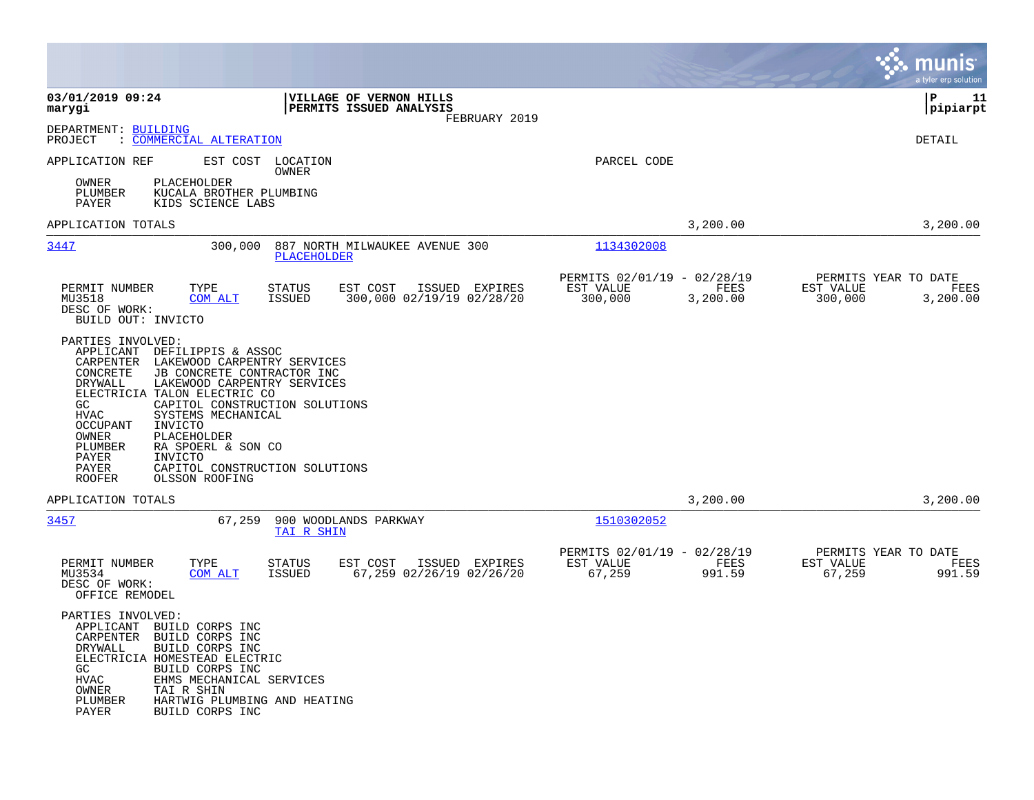**03/01/2019 09:24**
**marygi**

**VILLAGE OF VERNON HILLS**
**PERMITS ISSUED ANALYSIS**
FEBRUARY 2019

**P 11**
**pipiarpt**

DEPARTMENT: BUILDING
PROJECT : COMMERCIAL ALTERATION

DETAIL

APPLICATION REF | EST COST | LOCATION / OWNER | PARCEL CODE

OWNER PLACEHOLDER
PLUMBER KUCALA BROTHER PLUMBING
PAYER KIDS SCIENCE LABS

APPLICATION TOTALS 3,200.00 3,200.00

---

**3447** | 300,000 | 887 NORTH MILWAUKEE AVENUE 300 / PLACEHOLDER | 1134302008

| PERMIT NUMBER | TYPE | STATUS | EST COST | ISSUED | EXPIRES | PERMITS 02/01/19 - 02/28/19 EST VALUE | FEES | PERMITS YEAR TO DATE EST VALUE | FEES |
|---|---|---|---|---|---|---|---|---|---|
| MU3518 | COM ALT | ISSUED | 300,000 | 02/19/19 | 02/28/20 | 300,000 | 3,200.00 | 300,000 | 3,200.00 |

DESC OF WORK:
BUILD OUT: INVICTO

PARTIES INVOLVED:
- APPLICANT DEFILIPPIS & ASSOC
- CARPENTER LAKEWOOD CARPENTRY SERVICES
- CONCRETE JB CONCRETE CONTRACTOR INC
- DRYWALL LAKEWOOD CARPENTRY SERVICES
- ELECTRICIA TALON ELECTRIC CO
- GC CAPITOL CONSTRUCTION SOLUTIONS
- HVAC SYSTEMS MECHANICAL
- OCCUPANT INVICTO
- OWNER PLACEHOLDER
- PLUMBER RA SPOERL & SON CO
- PAYER INVICTO
- PAYER CAPITOL CONSTRUCTION SOLUTIONS
- ROOFER OLSSON ROOFING

APPLICATION TOTALS 3,200.00 3,200.00

---

**3457** | 67,259 | 900 WOODLANDS PARKWAY / TAI R SHIN | 1510302052

| PERMIT NUMBER | TYPE | STATUS | EST COST | ISSUED | EXPIRES | PERMITS 02/01/19 - 02/28/19 EST VALUE | FEES | PERMITS YEAR TO DATE EST VALUE | FEES |
|---|---|---|---|---|---|---|---|---|---|
| MU3534 | COM ALT | ISSUED | 67,259 | 02/26/19 | 02/26/20 | 67,259 | 991.59 | 67,259 | 991.59 |

DESC OF WORK:
OFFICE REMODEL

PARTIES INVOLVED:
- APPLICANT BUILD CORPS INC
- CARPENTER BUILD CORPS INC
- DRYWALL BUILD CORPS INC
- ELECTRICIA HOMESTEAD ELECTRIC
- GC BUILD CORPS INC
- HVAC EHMS MECHANICAL SERVICES
- OWNER TAI R SHIN
- PLUMBER HARTWIG PLUMBING AND HEATING
- PAYER BUILD CORPS INC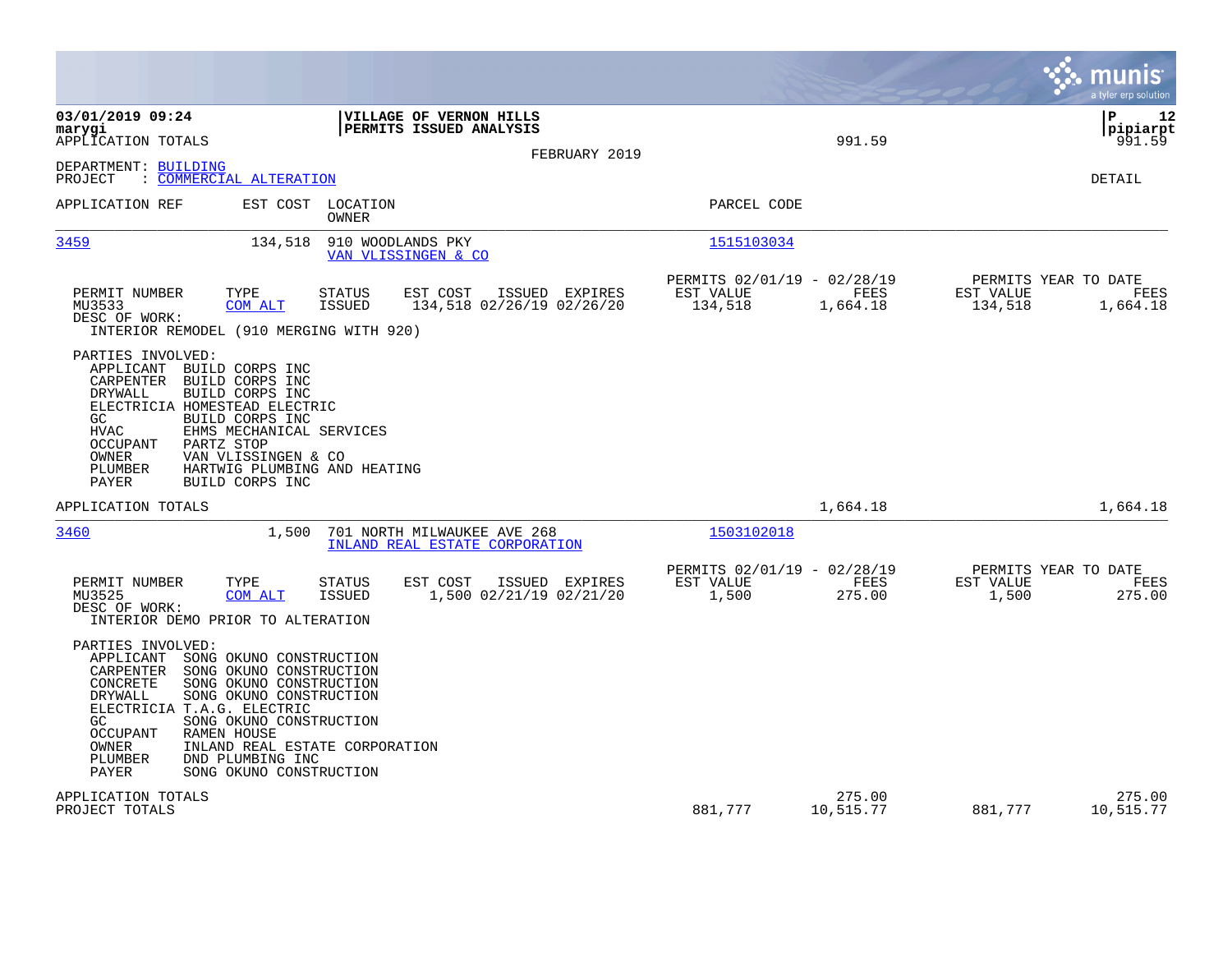03/01/2019 09:24
marygi

**VILLAGE OF VERNON HILLS**
**PERMITS ISSUED ANALYSIS**

FEBRUARY 2019

APPLICATION TOTALS 991.59 991.59

DEPARTMENT: BUILDING
PROJECT : COMMERCIAL ALTERATION

DETAIL

| APPLICATION REF | EST COST | LOCATION / OWNER | PARCEL CODE |
|---|---|---|---|
| 3459 | 134,518 | 910 WOODLANDS PKY / VAN VLISSINGEN & CO | 1515103034 |

| PERMIT NUMBER | TYPE | STATUS | EST COST | ISSUED | EXPIRES | PERMITS 02/01/19 - 02/28/19 EST VALUE | FEES | PERMITS YEAR TO DATE EST VALUE | FEES |
|---|---|---|---|---|---|---|---|---|---|
| MU3533 | COM ALT | ISSUED | 134,518 | 02/26/19 | 02/26/20 | 134,518 | 1,664.18 | 134,518 | 1,664.18 |

DESC OF WORK:
INTERIOR REMODEL (910 MERGING WITH 920)

PARTIES INVOLVED:
- APPLICANT BUILD CORPS INC
- CARPENTER BUILD CORPS INC
- DRYWALL BUILD CORPS INC
- ELECTRICIA HOMESTEAD ELECTRIC
- GC BUILD CORPS INC
- HVAC EHMS MECHANICAL SERVICES
- OCCUPANT PARTZ STOP
- OWNER VAN VLISSINGEN & CO
- PLUMBER HARTWIG PLUMBING AND HEATING
- PAYER BUILD CORPS INC

APPLICATION TOTALS 1,664.18 1,664.18

| APPLICATION REF | EST COST | LOCATION / OWNER | PARCEL CODE |
|---|---|---|---|
| 3460 | 1,500 | 701 NORTH MILWAUKEE AVE 268 / INLAND REAL ESTATE CORPORATION | 1503102018 |

| PERMIT NUMBER | TYPE | STATUS | EST COST | ISSUED | EXPIRES | PERMITS 02/01/19 - 02/28/19 EST VALUE | FEES | PERMITS YEAR TO DATE EST VALUE | FEES |
|---|---|---|---|---|---|---|---|---|---|
| MU3525 | COM ALT | ISSUED | 1,500 | 02/21/19 | 02/21/20 | 1,500 | 275.00 | 1,500 | 275.00 |

DESC OF WORK:
INTERIOR DEMO PRIOR TO ALTERATION

PARTIES INVOLVED:
- APPLICANT SONG OKUNO CONSTRUCTION
- CARPENTER SONG OKUNO CONSTRUCTION
- CONCRETE SONG OKUNO CONSTRUCTION
- DRYWALL SONG OKUNO CONSTRUCTION
- ELECTRICIA T.A.G. ELECTRIC
- GC SONG OKUNO CONSTRUCTION
- OCCUPANT RAMEN HOUSE
- OWNER INLAND REAL ESTATE CORPORATION
- PLUMBER DND PLUMBING INC
- PAYER SONG OKUNO CONSTRUCTION

| | EST VALUE | FEES | EST VALUE | FEES |
|---|---|---|---|---|
| APPLICATION TOTALS | | 275.00 | | 275.00 |
| PROJECT TOTALS | 881,777 | 10,515.77 | 881,777 | 10,515.77 |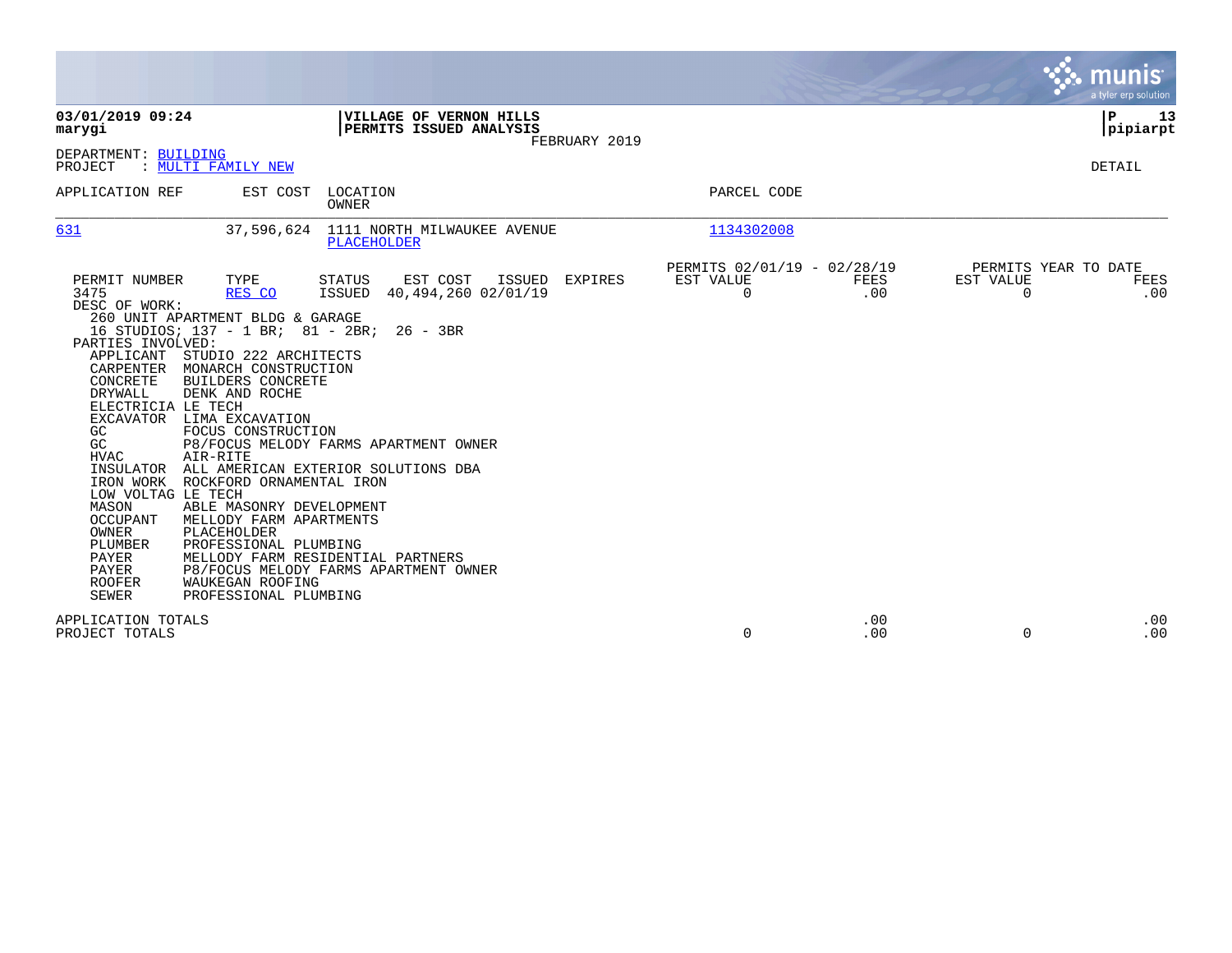**VILLAGE OF VERNON HILLS**
**PERMITS ISSUED ANALYSIS**
FEBRUARY 2019

**03/01/2019 09:24**
**marygi**

**P 13**
**pipiarpt**

DEPARTMENT: BUILDING
PROJECT : MULTI FAMILY NEW

DETAIL

| APPLICATION REF | EST COST | LOCATION / OWNER | PARCEL CODE |
|---|---|---|---|
| 631 | 37,596,624 | 1111 NORTH MILWAUKEE AVENUE / PLACEHOLDER | 1134302008 |

| | | | | | | PERMITS 02/01/19 - 02/28/19 | | PERMITS YEAR TO DATE | |
|---|---|---|---|---|---|---|---|---|---|
| PERMIT NUMBER | TYPE | STATUS | EST COST | ISSUED | EXPIRES | EST VALUE | FEES | EST VALUE | FEES |
| 3475 | RES CO | ISSUED | 40,494,260 | 02/01/19 | | 0 | .00 | 0 | .00 |

DESC OF WORK:
260 UNIT APARTMENT BLDG & GARAGE
16 STUDIOS; 137 - 1 BR; 81 - 2BR; 26 - 3BR

PARTIES INVOLVED:

| | |
|---|---|
| APPLICANT | STUDIO 222 ARCHITECTS |
| CARPENTER | MONARCH CONSTRUCTION |
| CONCRETE | BUILDERS CONCRETE |
| DRYWALL | DENK AND ROCHE |
| ELECTRICIA | LE TECH |
| EXCAVATOR | LIMA EXCAVATION |
| GC | FOCUS CONSTRUCTION |
| GC | P8/FOCUS MELODY FARMS APARTMENT OWNER |
| HVAC | AIR-RITE |
| INSULATOR | ALL AMERICAN EXTERIOR SOLUTIONS DBA |
| IRON WORK | ROCKFORD ORNAMENTAL IRON |
| LOW VOLTAG | LE TECH |
| MASON | ABLE MASONRY DEVELOPMENT |
| OCCUPANT | MELLODY FARM APARTMENTS |
| OWNER | PLACEHOLDER |
| PLUMBER | PROFESSIONAL PLUMBING |
| PAYER | MELLODY FARM RESIDENTIAL PARTNERS |
| PAYER | P8/FOCUS MELODY FARMS APARTMENT OWNER |
| ROOFER | WAUKEGAN ROOFING |
| SEWER | PROFESSIONAL PLUMBING |

| | EST VALUE | FEES | EST VALUE | FEES |
|---|---|---|---|---|
| APPLICATION TOTALS | | .00 | | .00 |
| PROJECT TOTALS | 0 | .00 | 0 | .00 |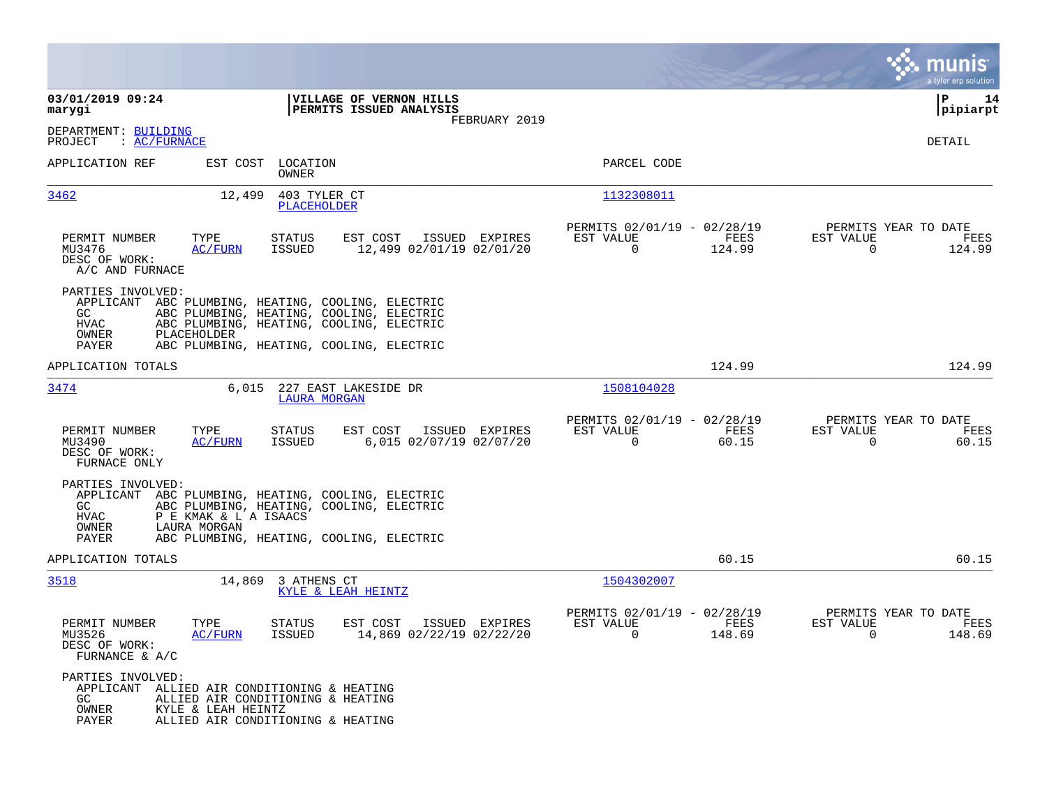**03/01/2019 09:24**
**marygi**

**VILLAGE OF VERNON HILLS**
**PERMITS ISSUED ANALYSIS**
FEBRUARY 2019

**P 14**
**pipiarpt**

DEPARTMENT: BUILDING
PROJECT : AC/FURNACE

DETAIL

| APPLICATION REF | EST COST | LOCATION / OWNER | PARCEL CODE |
|---|---|---|---|
| 3462 | 12,499 | 403 TYLER CT / PLACEHOLDER | 1132308011 |

| PERMIT NUMBER | TYPE | STATUS | EST COST | ISSUED | EXPIRES | PERMITS 02/01/19 - 02/28/19 EST VALUE | FEES | PERMITS YEAR TO DATE EST VALUE | FEES |
|---|---|---|---|---|---|---|---|---|---|
| MU3476 | AC/FURN | ISSUED | 12,499 | 02/01/19 | 02/01/20 | 0 | 124.99 | 0 | 124.99 |

DESC OF WORK:
A/C AND FURNACE

PARTIES INVOLVED:
- APPLICANT ABC PLUMBING, HEATING, COOLING, ELECTRIC
- GC ABC PLUMBING, HEATING, COOLING, ELECTRIC
- HVAC ABC PLUMBING, HEATING, COOLING, ELECTRIC
- OWNER PLACEHOLDER
- PAYER ABC PLUMBING, HEATING, COOLING, ELECTRIC

APPLICATION TOTALS 124.99 124.99

| APPLICATION REF | EST COST | LOCATION / OWNER | PARCEL CODE |
|---|---|---|---|
| 3474 | 6,015 | 227 EAST LAKESIDE DR / LAURA MORGAN | 1508104028 |

| PERMIT NUMBER | TYPE | STATUS | EST COST | ISSUED | EXPIRES | PERMITS 02/01/19 - 02/28/19 EST VALUE | FEES | PERMITS YEAR TO DATE EST VALUE | FEES |
|---|---|---|---|---|---|---|---|---|---|
| MU3490 | AC/FURN | ISSUED | 6,015 | 02/07/19 | 02/07/20 | 0 | 60.15 | 0 | 60.15 |

DESC OF WORK:
FURNACE ONLY

PARTIES INVOLVED:
- APPLICANT ABC PLUMBING, HEATING, COOLING, ELECTRIC
- GC ABC PLUMBING, HEATING, COOLING, ELECTRIC
- HVAC P E KMAK & L A ISAACS
- OWNER LAURA MORGAN
- PAYER ABC PLUMBING, HEATING, COOLING, ELECTRIC

APPLICATION TOTALS 60.15 60.15

| APPLICATION REF | EST COST | LOCATION / OWNER | PARCEL CODE |
|---|---|---|---|
| 3518 | 14,869 | 3 ATHENS CT / KYLE & LEAH HEINTZ | 1504302007 |

| PERMIT NUMBER | TYPE | STATUS | EST COST | ISSUED | EXPIRES | PERMITS 02/01/19 - 02/28/19 EST VALUE | FEES | PERMITS YEAR TO DATE EST VALUE | FEES |
|---|---|---|---|---|---|---|---|---|---|
| MU3526 | AC/FURN | ISSUED | 14,869 | 02/22/19 | 02/22/20 | 0 | 148.69 | 0 | 148.69 |

DESC OF WORK:
FURNACE & A/C

PARTIES INVOLVED:
- APPLICANT ALLIED AIR CONDITIONING & HEATING
- GC ALLIED AIR CONDITIONING & HEATING
- OWNER KYLE & LEAH HEINTZ
- PAYER ALLIED AIR CONDITIONING & HEATING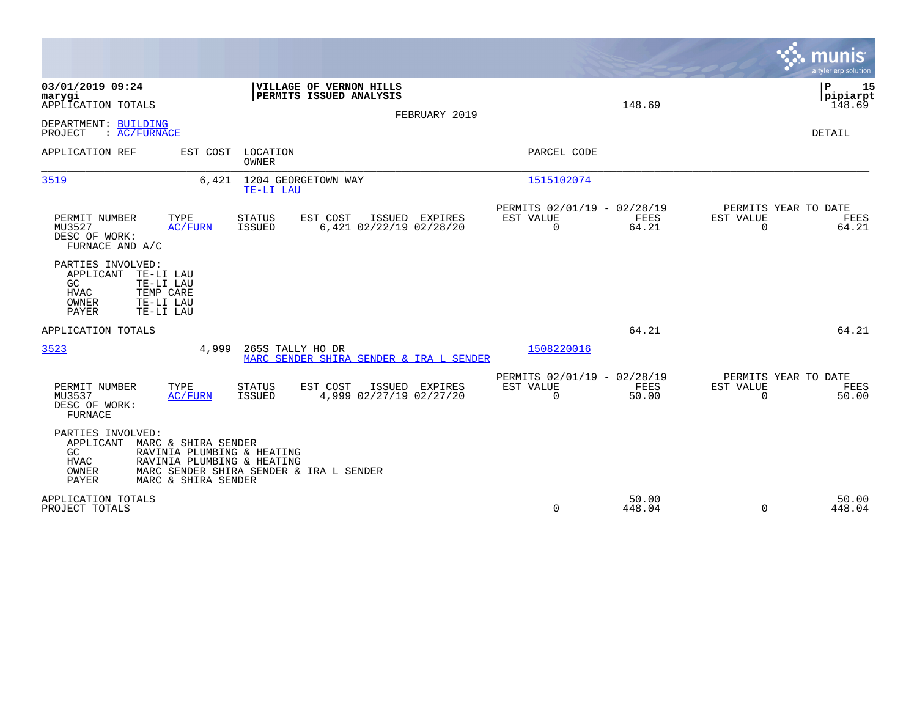**03/01/2019 09:24**
**marygi**
APPLICATION TOTALS

**VILLAGE OF VERNON HILLS**
**PERMITS ISSUED ANALYSIS**

FEBRUARY 2019

148.69 | 148.69

P 15
pipiarpt

DEPARTMENT: BUILDING
PROJECT : AC/FURNACE

DETAIL

| APPLICATION REF | EST COST | LOCATION / OWNER | PARCEL CODE |
|---|---|---|---|
| 3519 | 6,421 | 1204 GEORGETOWN WAY / TE-LI LAU | 1515102074 |

| PERMIT NUMBER | TYPE | STATUS | EST COST | ISSUED | EXPIRES | PERMITS 02/01/19 - 02/28/19 EST VALUE | FEES | PERMITS YEAR TO DATE EST VALUE | FEES |
|---|---|---|---|---|---|---|---|---|---|
| MU3527 | AC/FURN | ISSUED | 6,421 | 02/22/19 | 02/28/20 | 0 | 64.21 | 0 | 64.21 |

DESC OF WORK:
FURNACE AND A/C

PARTIES INVOLVED:
- APPLICANT TE-LI LAU
- GC TE-LI LAU
- HVAC TEMP CARE
- OWNER TE-LI LAU
- PAYER TE-LI LAU

APPLICATION TOTALS 64.21 | 64.21

| APPLICATION REF | EST COST | LOCATION / OWNER | PARCEL CODE |
|---|---|---|---|
| 3523 | 4,999 | 265S TALLY HO DR / MARC SENDER SHIRA SENDER & IRA L SENDER | 1508220016 |

| PERMIT NUMBER | TYPE | STATUS | EST COST | ISSUED | EXPIRES | PERMITS 02/01/19 - 02/28/19 EST VALUE | FEES | PERMITS YEAR TO DATE EST VALUE | FEES |
|---|---|---|---|---|---|---|---|---|---|
| MU3537 | AC/FURN | ISSUED | 4,999 | 02/27/19 | 02/27/20 | 0 | 50.00 | 0 | 50.00 |

DESC OF WORK:
FURNACE

PARTIES INVOLVED:
- APPLICANT MARC & SHIRA SENDER
- GC RAVINIA PLUMBING & HEATING
- HVAC RAVINIA PLUMBING & HEATING
- OWNER MARC SENDER SHIRA SENDER & IRA L SENDER
- PAYER MARC & SHIRA SENDER

| | EST VALUE | FEES | EST VALUE | FEES |
|---|---|---|---|---|
| APPLICATION TOTALS | | 50.00 | | 50.00 |
| PROJECT TOTALS | 0 | 448.04 | 0 | 448.04 |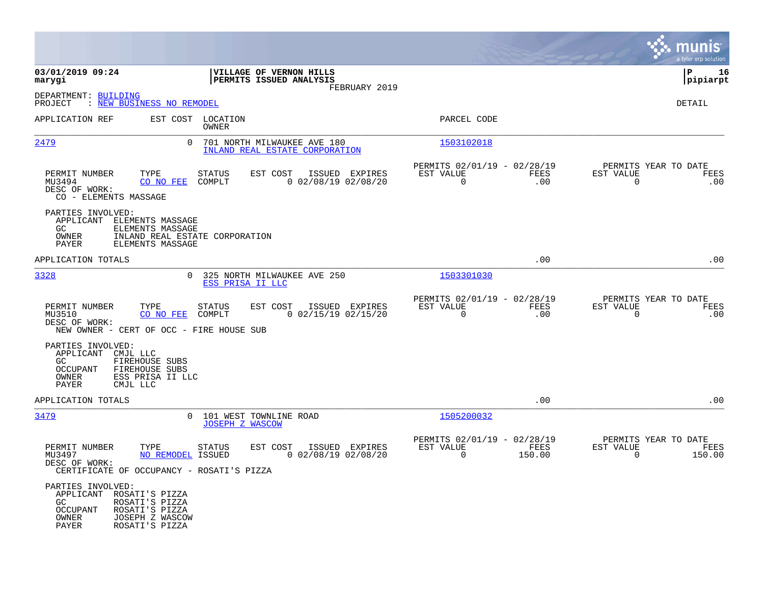**03/01/2019 09:24** | **VILLAGE OF VERNON HILLS** | **P 16**
**marygi** | **PERMITS ISSUED ANALYSIS** | **pipiarpt**

FEBRUARY 2019

DEPARTMENT: BUILDING
PROJECT : NEW BUSINESS NO REMODEL

DETAIL

| APPLICATION REF | EST COST | LOCATION / OWNER | PARCEL CODE |
|---|---|---|---|
| 2479 | 0 | 701 NORTH MILWAUKEE AVE 180 / INLAND REAL ESTATE CORPORATION | 1503102018 |

| PERMIT NUMBER | TYPE | STATUS | EST COST | ISSUED | EXPIRES | PERMITS 02/01/19 - 02/28/19 EST VALUE | FEES | PERMITS YEAR TO DATE EST VALUE | FEES |
|---|---|---|---|---|---|---|---|---|---|
| MU3494 | CO NO FEE | COMPLT | 0 | 02/08/19 | 02/08/20 | 0 | .00 | 0 | .00 |

DESC OF WORK:
CO - ELEMENTS MASSAGE

PARTIES INVOLVED:
- APPLICANT ELEMENTS MASSAGE
- GC ELEMENTS MASSAGE
- OWNER INLAND REAL ESTATE CORPORATION
- PAYER ELEMENTS MASSAGE

APPLICATION TOTALS .00 .00

| APPLICATION REF | EST COST | LOCATION / OWNER | PARCEL CODE |
|---|---|---|---|
| 3328 | 0 | 325 NORTH MILWAUKEE AVE 250 / ESS PRISA II LLC | 1503301030 |

| PERMIT NUMBER | TYPE | STATUS | EST COST | ISSUED | EXPIRES | PERMITS 02/01/19 - 02/28/19 EST VALUE | FEES | PERMITS YEAR TO DATE EST VALUE | FEES |
|---|---|---|---|---|---|---|---|---|---|
| MU3510 | CO NO FEE | COMPLT | 0 | 02/15/19 | 02/15/20 | 0 | .00 | 0 | .00 |

DESC OF WORK:
NEW OWNER - CERT OF OCC - FIRE HOUSE SUB

PARTIES INVOLVED:
- APPLICANT CMJL LLC
- GC FIREHOUSE SUBS
- OCCUPANT FIREHOUSE SUBS
- OWNER ESS PRISA II LLC
- PAYER CMJL LLC

APPLICATION TOTALS .00 .00

| APPLICATION REF | EST COST | LOCATION / OWNER | PARCEL CODE |
|---|---|---|---|
| 3479 | 0 | 101 WEST TOWNLINE ROAD / JOSEPH Z WASCOW | 1505200032 |

| PERMIT NUMBER | TYPE | STATUS | EST COST | ISSUED | EXPIRES | PERMITS 02/01/19 - 02/28/19 EST VALUE | FEES | PERMITS YEAR TO DATE EST VALUE | FEES |
|---|---|---|---|---|---|---|---|---|---|
| MU3497 | NO REMODEL | ISSUED | 0 | 02/08/19 | 02/08/20 | 0 | 150.00 | 0 | 150.00 |

DESC OF WORK:
CERTIFICATE OF OCCUPANCY - ROSATI'S PIZZA

PARTIES INVOLVED:
- APPLICANT ROSATI'S PIZZA
- GC ROSATI'S PIZZA
- OCCUPANT ROSATI'S PIZZA
- OWNER JOSEPH Z WASCOW
- PAYER ROSATI'S PIZZA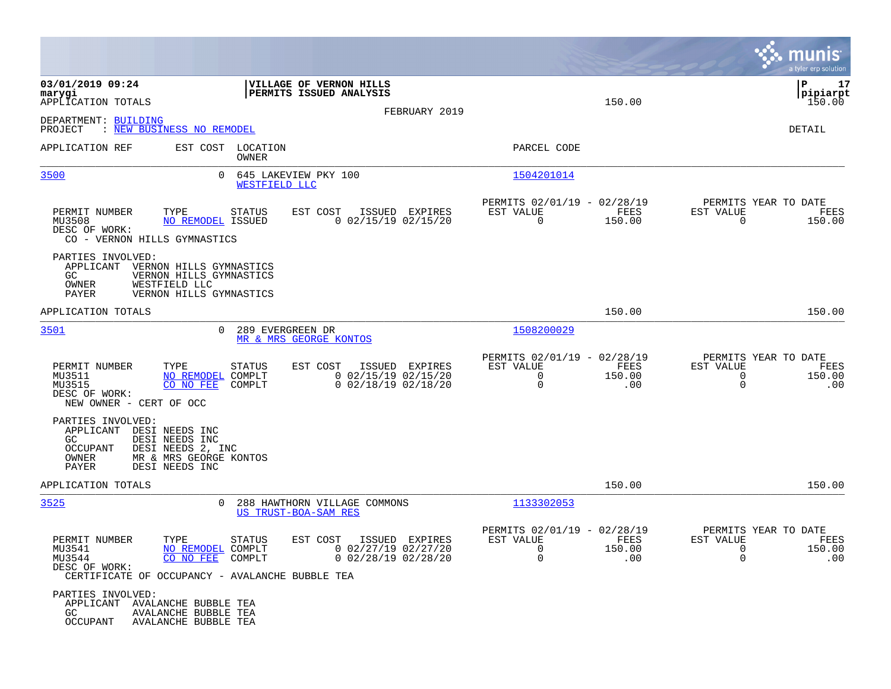03/01/2019 09:24 | VILLAGE OF VERNON HILLS | P 17
marygi | PERMITS ISSUED ANALYSIS | pipiarpt

APPLICATION TOTALS 150.00 150.00

FEBRUARY 2019

DEPARTMENT: BUILDING
PROJECT : NEW BUSINESS NO REMODEL

DETAIL

| APPLICATION REF | EST COST | LOCATION / OWNER | PARCEL CODE |
|---|---|---|---|
| 3500 | 0 | 645 LAKEVIEW PKY 100 / WESTFIELD LLC | 1504201014 |

| PERMIT NUMBER | TYPE | STATUS | EST COST | ISSUED | EXPIRES | PERMITS 02/01/19 - 02/28/19 EST VALUE | FEES | PERMITS YEAR TO DATE EST VALUE | FEES |
|---|---|---|---|---|---|---|---|---|---|
| MU3508 | NO REMODEL | ISSUED | 0 | 02/15/19 | 02/15/20 | 0 | 150.00 | 0 | 150.00 |

DESC OF WORK:
CO - VERNON HILLS GYMNASTICS

PARTIES INVOLVED:
- APPLICANT VERNON HILLS GYMNASTICS
- GC VERNON HILLS GYMNASTICS
- OWNER WESTFIELD LLC
- PAYER VERNON HILLS GYMNASTICS

APPLICATION TOTALS 150.00 150.00

| APPLICATION REF | EST COST | LOCATION / OWNER | PARCEL CODE |
|---|---|---|---|
| 3501 | 0 | 289 EVERGREEN DR / MR & MRS GEORGE KONTOS | 1508200029 |

| PERMIT NUMBER | TYPE | STATUS | EST COST | ISSUED | EXPIRES | PERMITS 02/01/19 - 02/28/19 EST VALUE | FEES | PERMITS YEAR TO DATE EST VALUE | FEES |
|---|---|---|---|---|---|---|---|---|---|
| MU3511 | NO REMODEL | COMPLT | 0 | 02/15/19 | 02/15/20 | 0 | 150.00 | 0 | 150.00 |
| MU3515 | CO NO FEE | COMPLT | 0 | 02/18/19 | 02/18/20 | 0 | .00 | 0 | .00 |

DESC OF WORK:
NEW OWNER - CERT OF OCC

PARTIES INVOLVED:
- APPLICANT DESI NEEDS INC
- GC DESI NEEDS INC
- OCCUPANT DESI NEEDS 2, INC
- OWNER MR & MRS GEORGE KONTOS
- PAYER DESI NEEDS INC

APPLICATION TOTALS 150.00 150.00

| APPLICATION REF | EST COST | LOCATION / OWNER | PARCEL CODE |
|---|---|---|---|
| 3525 | 0 | 288 HAWTHORN VILLAGE COMMONS / US TRUST-BOA-SAM RES | 1133302053 |

| PERMIT NUMBER | TYPE | STATUS | EST COST | ISSUED | EXPIRES | PERMITS 02/01/19 - 02/28/19 EST VALUE | FEES | PERMITS YEAR TO DATE EST VALUE | FEES |
|---|---|---|---|---|---|---|---|---|---|
| MU3541 | NO REMODEL | COMPLT | 0 | 02/27/19 | 02/27/20 | 0 | 150.00 | 0 | 150.00 |
| MU3544 | CO NO FEE | COMPLT | 0 | 02/28/19 | 02/28/20 | 0 | .00 | 0 | .00 |

DESC OF WORK:
CERTIFICATE OF OCCUPANCY - AVALANCHE BUBBLE TEA

PARTIES INVOLVED:
- APPLICANT AVALANCHE BUBBLE TEA
- GC AVALANCHE BUBBLE TEA
- OCCUPANT AVALANCHE BUBBLE TEA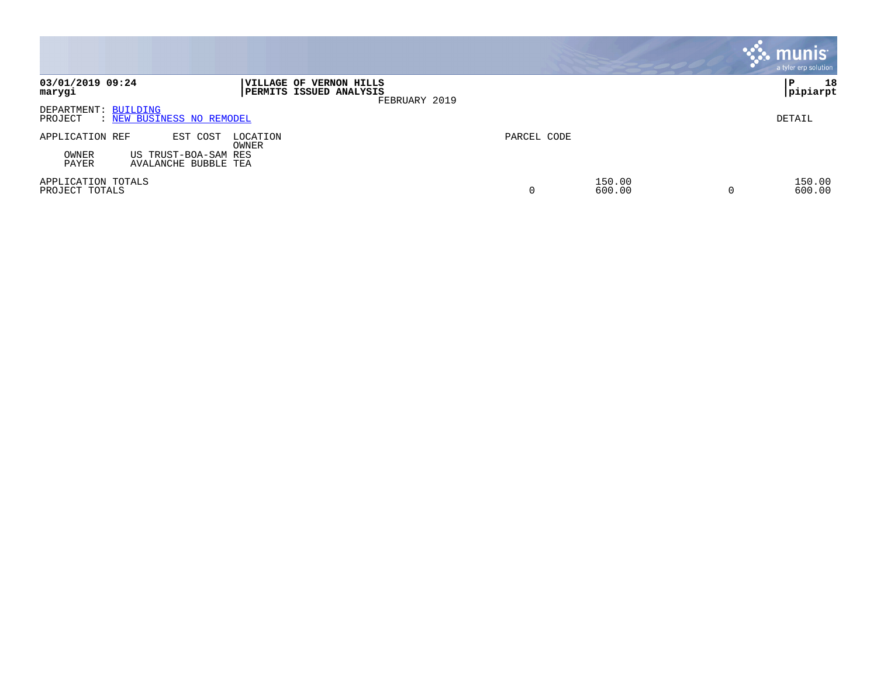**03/01/2019 09:24**
**marygi**

**VILLAGE OF VERNON HILLS**
**PERMITS ISSUED ANALYSIS**
FEBRUARY 2019

**P 18**
**pipiarpt**

DEPARTMENT: BUILDING
PROJECT : NEW BUSINESS NO REMODEL

DETAIL

| APPLICATION REF | EST COST | LOCATION / OWNER | PARCEL CODE | | | |
|---|---|---|---|---|---|---|
| OWNER | US TRUST-BOA-SAM RES | | | | | |
| PAYER | AVALANCHE BUBBLE TEA | | | | | |
| APPLICATION TOTALS | | | | 150.00 | | 150.00 |
| PROJECT TOTALS | | | 0 | 600.00 | 0 | 600.00 |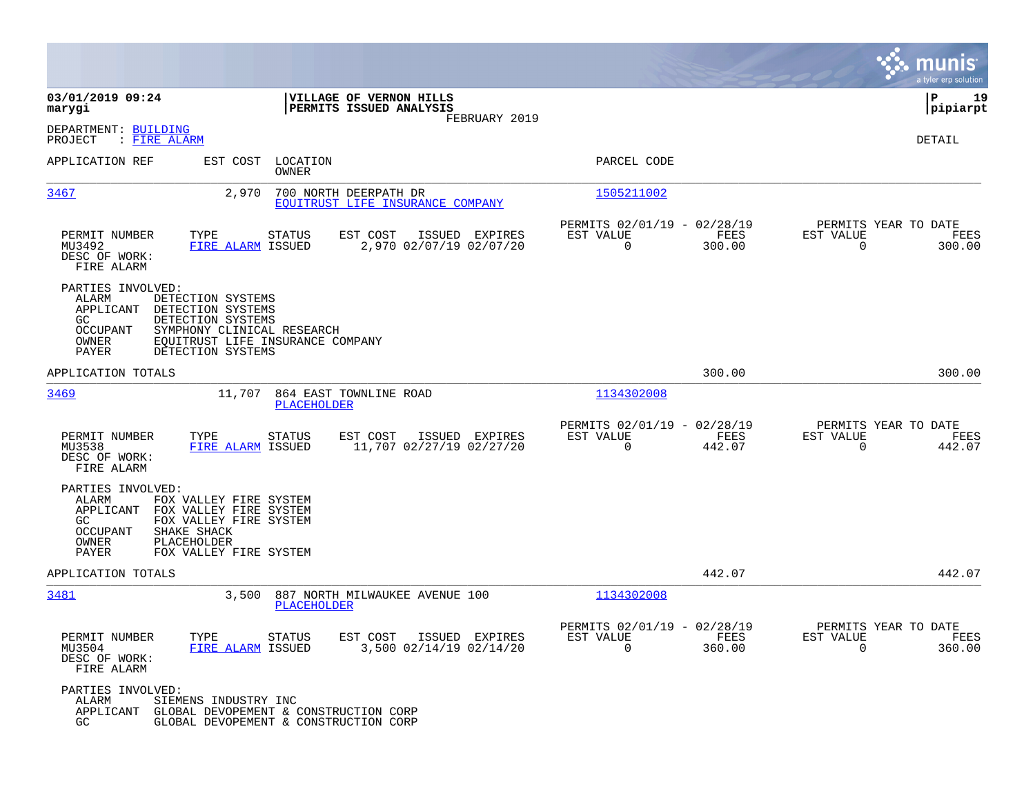**03/01/2019 09:24**
**marygi**

**VILLAGE OF VERNON HILLS**
**PERMITS ISSUED ANALYSIS**
FEBRUARY 2019

**P 19**
**pipiarpt**

DEPARTMENT: BUILDING
PROJECT : FIRE ALARM

DETAIL

| APPLICATION REF | EST COST | LOCATION / OWNER | PARCEL CODE |
|---|---|---|---|
| 3467 | 2,970 | 700 NORTH DEERPATH DR / EQUITRUST LIFE INSURANCE COMPANY | 1505211002 |

| PERMIT NUMBER | TYPE | STATUS | EST COST | ISSUED | EXPIRES | PERMITS 02/01/19 - 02/28/19 EST VALUE | FEES | PERMITS YEAR TO DATE EST VALUE | FEES |
|---|---|---|---|---|---|---|---|---|---|
| MU3492 | FIRE ALARM | ISSUED | 2,970 | 02/07/19 | 02/07/20 | 0 | 300.00 | 0 | 300.00 |

DESC OF WORK:
FIRE ALARM

PARTIES INVOLVED:
ALARM DETECTION SYSTEMS
APPLICANT DETECTION SYSTEMS
GC DETECTION SYSTEMS
OCCUPANT SYMPHONY CLINICAL RESEARCH
OWNER EQUITRUST LIFE INSURANCE COMPANY
PAYER DETECTION SYSTEMS

APPLICATION TOTALS 300.00 300.00

| APPLICATION REF | EST COST | LOCATION / OWNER | PARCEL CODE |
|---|---|---|---|
| 3469 | 11,707 | 864 EAST TOWNLINE ROAD / PLACEHOLDER | 1134302008 |

| PERMIT NUMBER | TYPE | STATUS | EST COST | ISSUED | EXPIRES | PERMITS 02/01/19 - 02/28/19 EST VALUE | FEES | PERMITS YEAR TO DATE EST VALUE | FEES |
|---|---|---|---|---|---|---|---|---|---|
| MU3538 | FIRE ALARM | ISSUED | 11,707 | 02/27/19 | 02/27/20 | 0 | 442.07 | 0 | 442.07 |

DESC OF WORK:
FIRE ALARM

PARTIES INVOLVED:
ALARM FOX VALLEY FIRE SYSTEM
APPLICANT FOX VALLEY FIRE SYSTEM
GC FOX VALLEY FIRE SYSTEM
OCCUPANT SHAKE SHACK
OWNER PLACEHOLDER
PAYER FOX VALLEY FIRE SYSTEM

APPLICATION TOTALS 442.07 442.07

| APPLICATION REF | EST COST | LOCATION / OWNER | PARCEL CODE |
|---|---|---|---|
| 3481 | 3,500 | 887 NORTH MILWAUKEE AVENUE 100 / PLACEHOLDER | 1134302008 |

| PERMIT NUMBER | TYPE | STATUS | EST COST | ISSUED | EXPIRES | PERMITS 02/01/19 - 02/28/19 EST VALUE | FEES | PERMITS YEAR TO DATE EST VALUE | FEES |
|---|---|---|---|---|---|---|---|---|---|
| MU3504 | FIRE ALARM | ISSUED | 3,500 | 02/14/19 | 02/14/20 | 0 | 360.00 | 0 | 360.00 |

DESC OF WORK:
FIRE ALARM

PARTIES INVOLVED:
ALARM SIEMENS INDUSTRY INC
APPLICANT GLOBAL DEVOPEMENT & CONSTRUCTION CORP
GC GLOBAL DEVOPEMENT & CONSTRUCTION CORP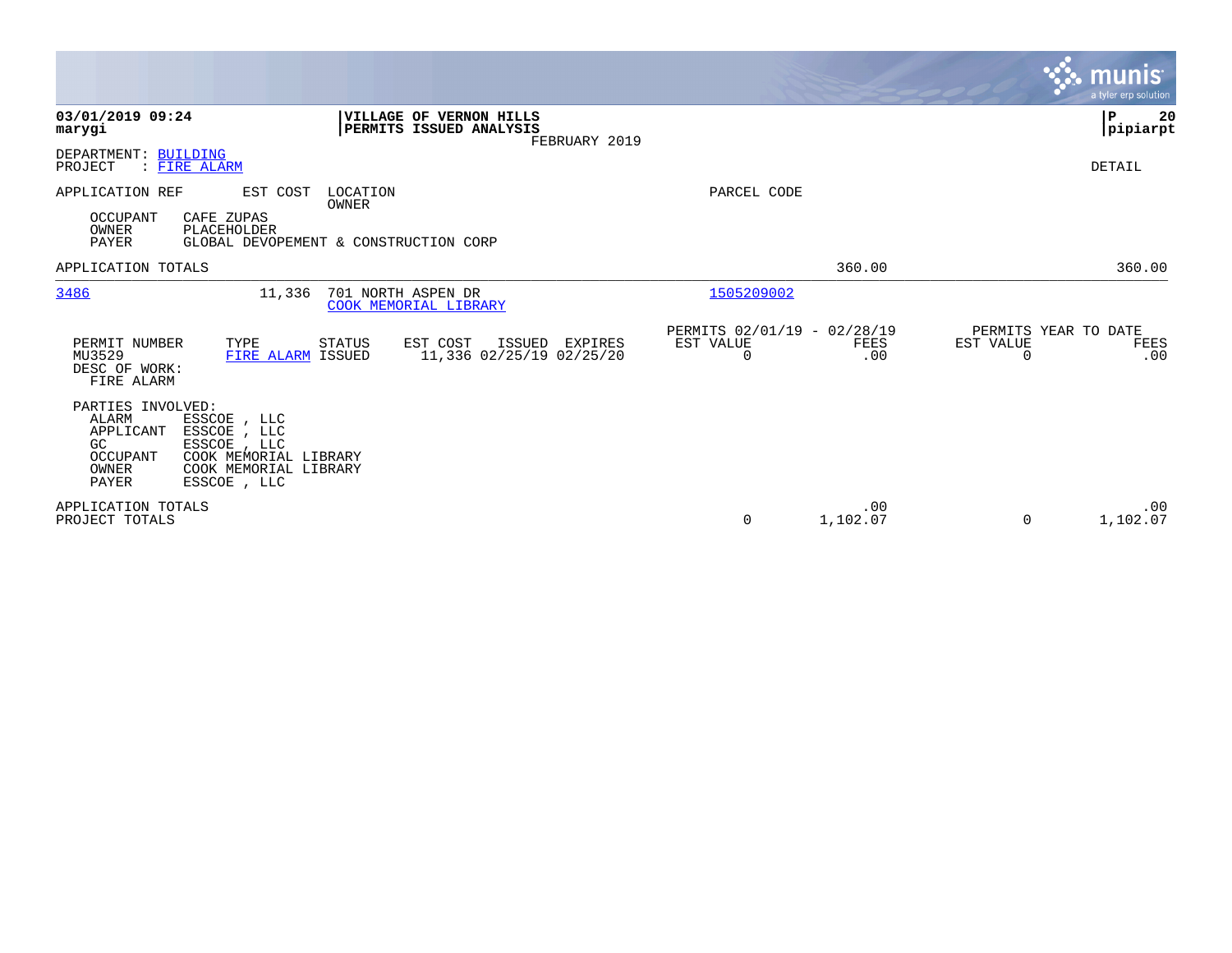**03/01/2019 09:24**
**marygi**

**VILLAGE OF VERNON HILLS**
**PERMITS ISSUED ANALYSIS**
FEBRUARY 2019

**P 20**
**pipiarpt**

DEPARTMENT: BUILDING
PROJECT : FIRE ALARM

DETAIL

| APPLICATION REF | EST COST | LOCATION / OWNER | PARCEL CODE |
|---|---|---|---|

OCCUPANT CAFE ZUPAS
OWNER PLACEHOLDER
PAYER GLOBAL DEVOPEMENT & CONSTRUCTION CORP

| | | | | |
|---|---|---|---|---|
| APPLICATION TOTALS | | 360.00 | | 360.00 |

| APPLICATION REF | EST COST | LOCATION / OWNER | PARCEL CODE |
|---|---|---|---|
| 3486 | 11,336 | 701 NORTH ASPEN DR / COOK MEMORIAL LIBRARY | 1505209002 |

| PERMIT NUMBER | TYPE | STATUS | EST COST | ISSUED | EXPIRES | PERMITS 02/01/19 - 02/28/19 EST VALUE | FEES | PERMITS YEAR TO DATE EST VALUE | FEES |
|---|---|---|---|---|---|---|---|---|---|
| MU3529 | FIRE ALARM | ISSUED | 11,336 | 02/25/19 | 02/25/20 | 0 | .00 | 0 | .00 |

DESC OF WORK:
FIRE ALARM

PARTIES INVOLVED:
ALARM ESSCOE , LLC
APPLICANT ESSCOE , LLC
GC ESSCOE , LLC
OCCUPANT COOK MEMORIAL LIBRARY
OWNER COOK MEMORIAL LIBRARY
PAYER ESSCOE , LLC

| | EST VALUE | FEES | EST VALUE | FEES |
|---|---|---|---|---|
| APPLICATION TOTALS | | .00 | | .00 |
| PROJECT TOTALS | 0 | 1,102.07 | 0 | 1,102.07 |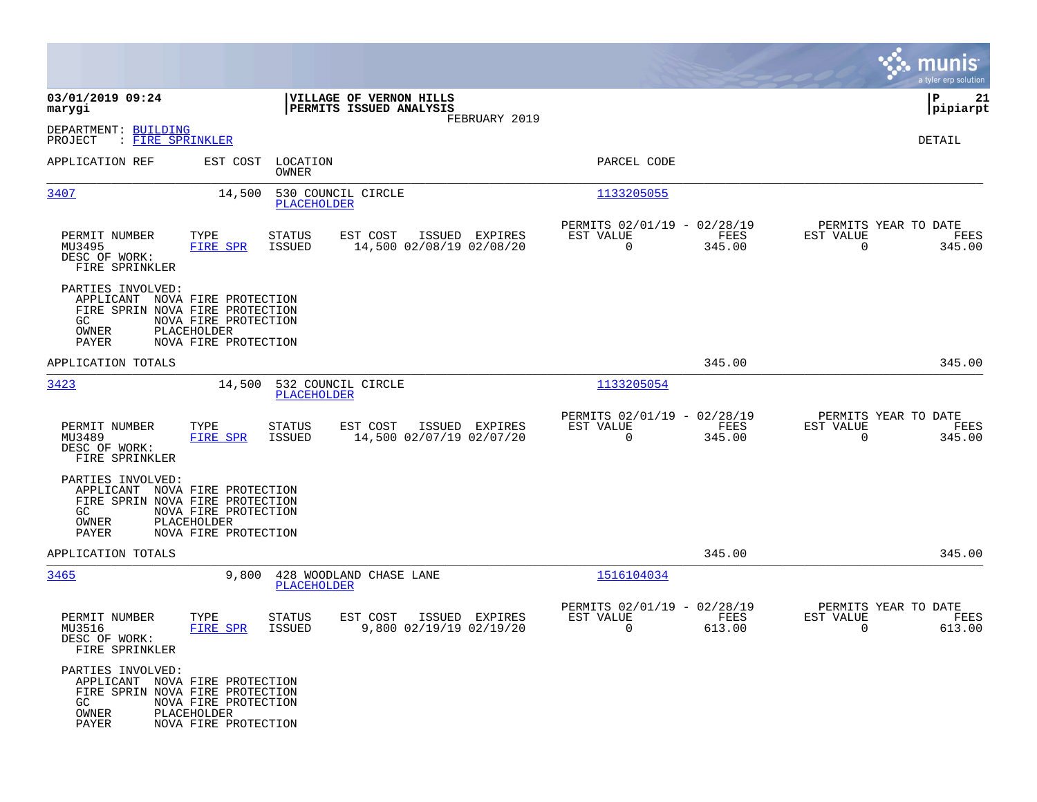**03/01/2019 09:24**
**marygi**

**VILLAGE OF VERNON HILLS**
**PERMITS ISSUED ANALYSIS**
FEBRUARY 2019

**P 21**
**pipiarpt**

DEPARTMENT: BUILDING
PROJECT : FIRE SPRINKLER

DETAIL

| APPLICATION REF | EST COST | LOCATION / OWNER | PARCEL CODE |
|---|---|---|---|
| 3407 | 14,500 | 530 COUNCIL CIRCLE / PLACEHOLDER | 1133205055 |

| PERMIT NUMBER | TYPE | STATUS | EST COST | ISSUED | EXPIRES | PERMITS 02/01/19 - 02/28/19 EST VALUE | FEES | PERMITS YEAR TO DATE EST VALUE | FEES |
|---|---|---|---|---|---|---|---|---|---|
| MU3495 | FIRE SPR | ISSUED | 14,500 | 02/08/19 | 02/08/20 | 0 | 345.00 | 0 | 345.00 |

DESC OF WORK:
FIRE SPRINKLER

PARTIES INVOLVED:
- APPLICANT NOVA FIRE PROTECTION
- FIRE SPRIN NOVA FIRE PROTECTION
- GC NOVA FIRE PROTECTION
- OWNER PLACEHOLDER
- PAYER NOVA FIRE PROTECTION

APPLICATION TOTALS 345.00 345.00

| APPLICATION REF | EST COST | LOCATION / OWNER | PARCEL CODE |
|---|---|---|---|
| 3423 | 14,500 | 532 COUNCIL CIRCLE / PLACEHOLDER | 1133205054 |

| PERMIT NUMBER | TYPE | STATUS | EST COST | ISSUED | EXPIRES | PERMITS 02/01/19 - 02/28/19 EST VALUE | FEES | PERMITS YEAR TO DATE EST VALUE | FEES |
|---|---|---|---|---|---|---|---|---|---|
| MU3489 | FIRE SPR | ISSUED | 14,500 | 02/07/19 | 02/07/20 | 0 | 345.00 | 0 | 345.00 |

DESC OF WORK:
FIRE SPRINKLER

PARTIES INVOLVED:
- APPLICANT NOVA FIRE PROTECTION
- FIRE SPRIN NOVA FIRE PROTECTION
- GC NOVA FIRE PROTECTION
- OWNER PLACEHOLDER
- PAYER NOVA FIRE PROTECTION

APPLICATION TOTALS 345.00 345.00

| APPLICATION REF | EST COST | LOCATION / OWNER | PARCEL CODE |
|---|---|---|---|
| 3465 | 9,800 | 428 WOODLAND CHASE LANE / PLACEHOLDER | 1516104034 |

| PERMIT NUMBER | TYPE | STATUS | EST COST | ISSUED | EXPIRES | PERMITS 02/01/19 - 02/28/19 EST VALUE | FEES | PERMITS YEAR TO DATE EST VALUE | FEES |
|---|---|---|---|---|---|---|---|---|---|
| MU3516 | FIRE SPR | ISSUED | 9,800 | 02/19/19 | 02/19/20 | 0 | 613.00 | 0 | 613.00 |

DESC OF WORK:
FIRE SPRINKLER

PARTIES INVOLVED:
- APPLICANT NOVA FIRE PROTECTION
- FIRE SPRIN NOVA FIRE PROTECTION
- GC NOVA FIRE PROTECTION
- OWNER PLACEHOLDER
- PAYER NOVA FIRE PROTECTION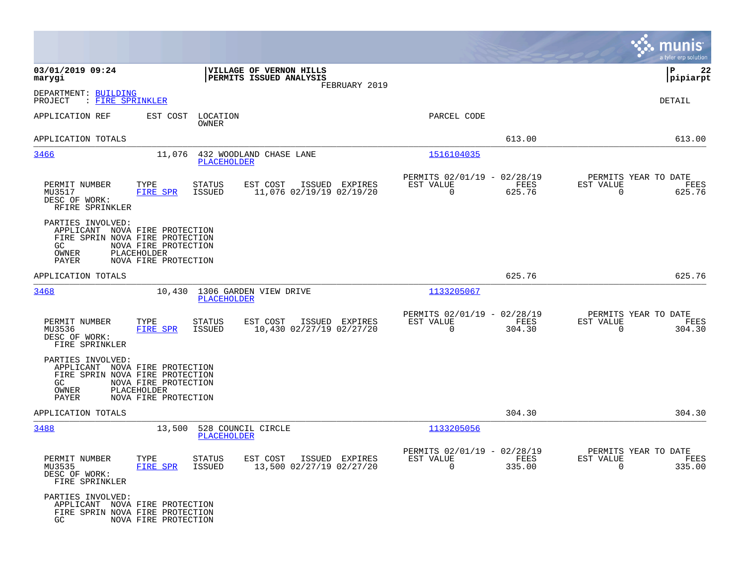DEPARTMENT: BUILDING
PROJECT : FIRE SPRINKLER

DETAIL

| APPLICATION REF | EST COST | LOCATION / OWNER | PARCEL CODE | | |
|---|---|---|---|---|---|
| APPLICATION TOTALS | | | | 613.00 | 613.00 |

**3466** — 11,076 — 432 WOODLAND CHASE LANE — PLACEHOLDER — Parcel: 1516104035

| PERMIT NUMBER | TYPE | STATUS | EST COST | ISSUED | EXPIRES | PERMITS 02/01/19 - 02/28/19 EST VALUE | FEES | PERMITS YEAR TO DATE EST VALUE | FEES |
|---|---|---|---|---|---|---|---|---|---|
| MU3517 | FIRE SPR | ISSUED | 11,076 | 02/19/19 | 02/19/20 | 0 | 625.76 | 0 | 625.76 |

DESC OF WORK:
RFIRE SPRINKLER

PARTIES INVOLVED:
- APPLICANT NOVA FIRE PROTECTION
- FIRE SPRIN NOVA FIRE PROTECTION
- GC NOVA FIRE PROTECTION
- OWNER PLACEHOLDER
- PAYER NOVA FIRE PROTECTION

APPLICATION TOTALS 625.76 625.76

**3468** — 10,430 — 1306 GARDEN VIEW DRIVE — PLACEHOLDER — Parcel: 1133205067

| PERMIT NUMBER | TYPE | STATUS | EST COST | ISSUED | EXPIRES | PERMITS 02/01/19 - 02/28/19 EST VALUE | FEES | PERMITS YEAR TO DATE EST VALUE | FEES |
|---|---|---|---|---|---|---|---|---|---|
| MU3536 | FIRE SPR | ISSUED | 10,430 | 02/27/19 | 02/27/20 | 0 | 304.30 | 0 | 304.30 |

DESC OF WORK:
FIRE SPRINKLER

PARTIES INVOLVED:
- APPLICANT NOVA FIRE PROTECTION
- FIRE SPRIN NOVA FIRE PROTECTION
- GC NOVA FIRE PROTECTION
- OWNER PLACEHOLDER
- PAYER NOVA FIRE PROTECTION

APPLICATION TOTALS 304.30 304.30

**3488** — 13,500 — 528 COUNCIL CIRCLE — PLACEHOLDER — Parcel: 1133205056

| PERMIT NUMBER | TYPE | STATUS | EST COST | ISSUED | EXPIRES | PERMITS 02/01/19 - 02/28/19 EST VALUE | FEES | PERMITS YEAR TO DATE EST VALUE | FEES |
|---|---|---|---|---|---|---|---|---|---|
| MU3535 | FIRE SPR | ISSUED | 13,500 | 02/27/19 | 02/27/20 | 0 | 335.00 | 0 | 335.00 |

DESC OF WORK:
FIRE SPRINKLER

PARTIES INVOLVED:
- APPLICANT NOVA FIRE PROTECTION
- FIRE SPRIN NOVA FIRE PROTECTION
- GC NOVA FIRE PROTECTION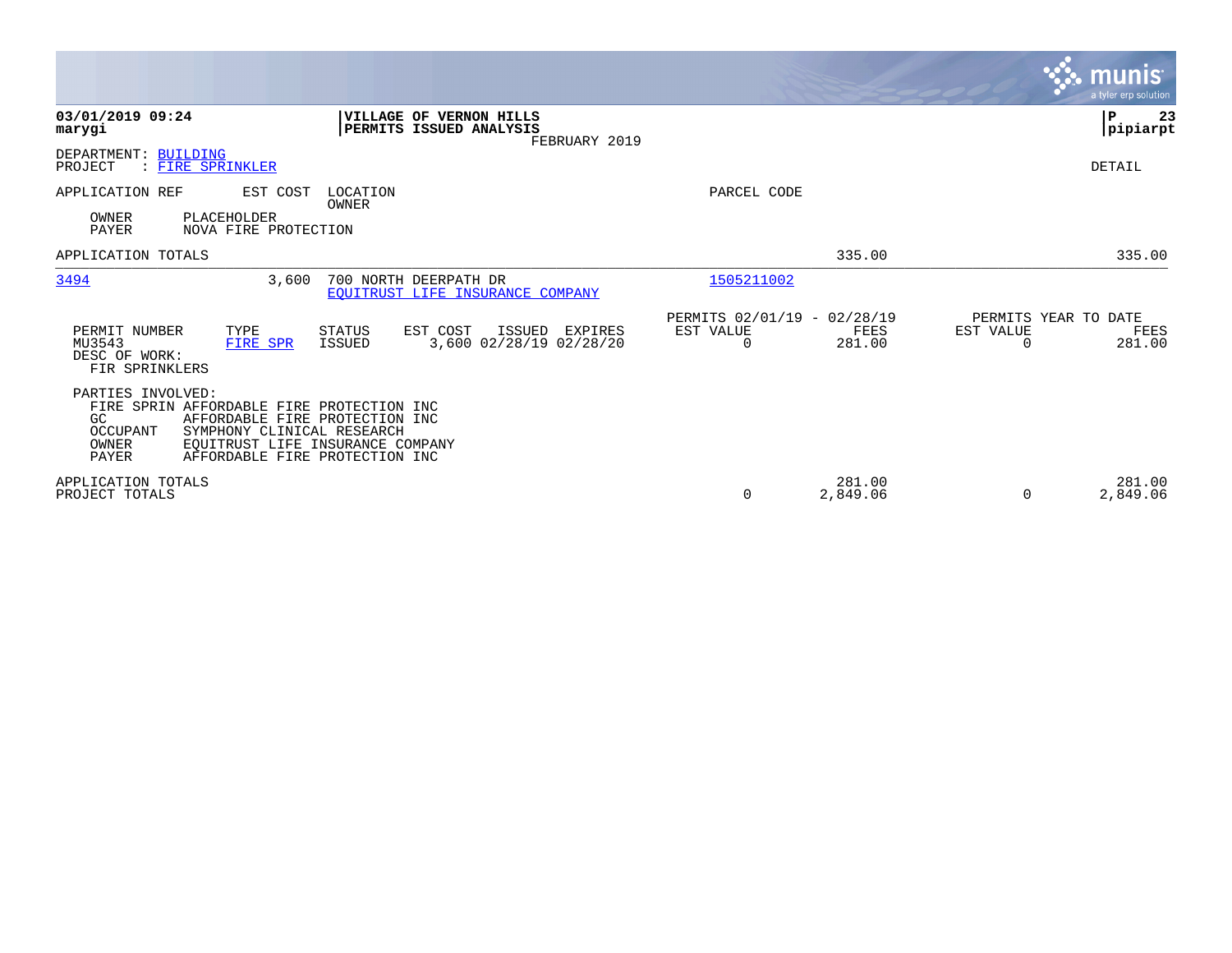**03/01/2019 09:24**
**marygi**

**VILLAGE OF VERNON HILLS**
**PERMITS ISSUED ANALYSIS**
FEBRUARY 2019

**P 23**
**pipiarpt**

DEPARTMENT: BUILDING
PROJECT : FIRE SPRINKLER

DETAIL

APPLICATION REF | EST COST | LOCATION / OWNER | PARCEL CODE

OWNER PLACEHOLDER
PAYER NOVA FIRE PROTECTION

APPLICATION TOTALS — 335.00 — 335.00

---

**3494** — 3,600 — 700 NORTH DEERPATH DR — EQUITRUST LIFE INSURANCE COMPANY — 1505211002

| PERMIT NUMBER | TYPE | STATUS | EST COST | ISSUED | EXPIRES | PERMITS 02/01/19 - 02/28/19 EST VALUE | FEES | PERMITS YEAR TO DATE EST VALUE | FEES |
|---|---|---|---|---|---|---|---|---|---|
| MU3543 | FIRE SPR | ISSUED | 3,600 | 02/28/19 | 02/28/20 | 0 | 281.00 | 0 | 281.00 |

DESC OF WORK:
FIR SPRINKLERS

PARTIES INVOLVED:
- FIRE SPRIN AFFORDABLE FIRE PROTECTION INC
- GC AFFORDABLE FIRE PROTECTION INC
- OCCUPANT SYMPHONY CLINICAL RESEARCH
- OWNER EQUITRUST LIFE INSURANCE COMPANY
- PAYER AFFORDABLE FIRE PROTECTION INC

| | PERIOD EST VALUE | PERIOD FEES | YTD EST VALUE | YTD FEES |
|---|---|---|---|---|
| APPLICATION TOTALS | | 281.00 | | 281.00 |
| PROJECT TOTALS | 0 | 2,849.06 | 0 | 2,849.06 |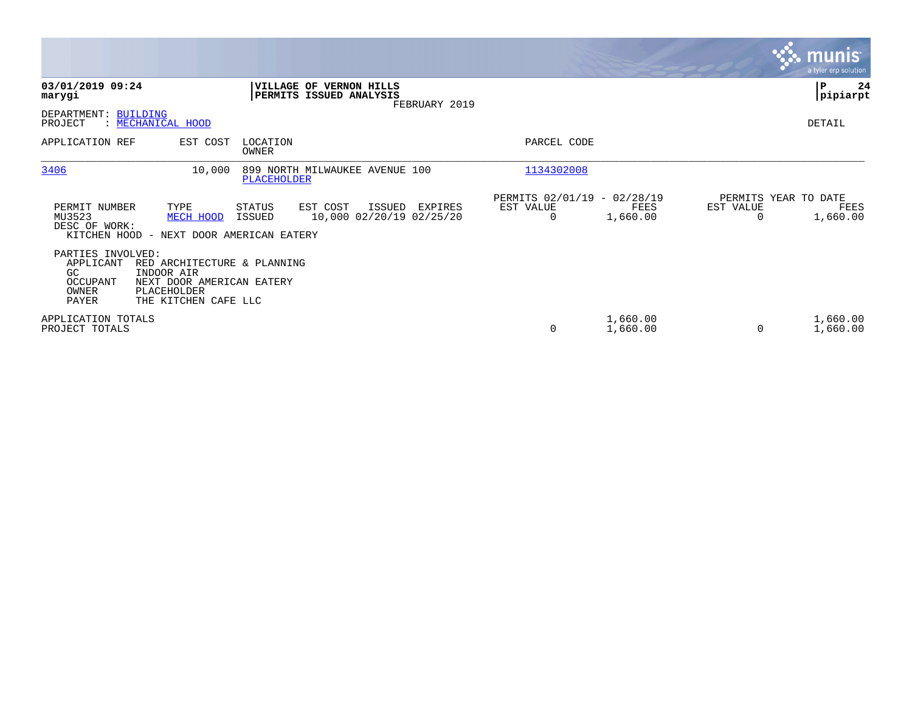**03/01/2019 09:24**
**marygi**

**VILLAGE OF VERNON HILLS**
**PERMITS ISSUED ANALYSIS**
FEBRUARY 2019

**P 24**
**pipiarpt**

DEPARTMENT: BUILDING
PROJECT : MECHANICAL HOOD

DETAIL

| APPLICATION REF | EST COST | LOCATION / OWNER | PARCEL CODE |
|---|---|---|---|
| 3406 | 10,000 | 899 NORTH MILWAUKEE AVENUE 100 / PLACEHOLDER | 1134302008 |

| PERMIT NUMBER | TYPE | STATUS | EST COST | ISSUED | EXPIRES | PERMITS 02/01/19 - 02/28/19 EST VALUE | FEES | PERMITS YEAR TO DATE EST VALUE | FEES |
|---|---|---|---|---|---|---|---|---|---|
| MU3523 | MECH HOOD | ISSUED | 10,000 | 02/20/19 | 02/25/20 | 0 | 1,660.00 | 0 | 1,660.00 |

DESC OF WORK:
KITCHEN HOOD - NEXT DOOR AMERICAN EATERY

PARTIES INVOLVED:

| | |
|---|---|
| APPLICANT | RED ARCHITECTURE & PLANNING |
| GC | INDOOR AIR |
| OCCUPANT | NEXT DOOR AMERICAN EATERY |
| OWNER | PLACEHOLDER |
| PAYER | THE KITCHEN CAFE LLC |

| | EST VALUE | FEES | EST VALUE | FEES |
|---|---|---|---|---|
| APPLICATION TOTALS | | 1,660.00 | | 1,660.00 |
| PROJECT TOTALS | 0 | 1,660.00 | 0 | 1,660.00 |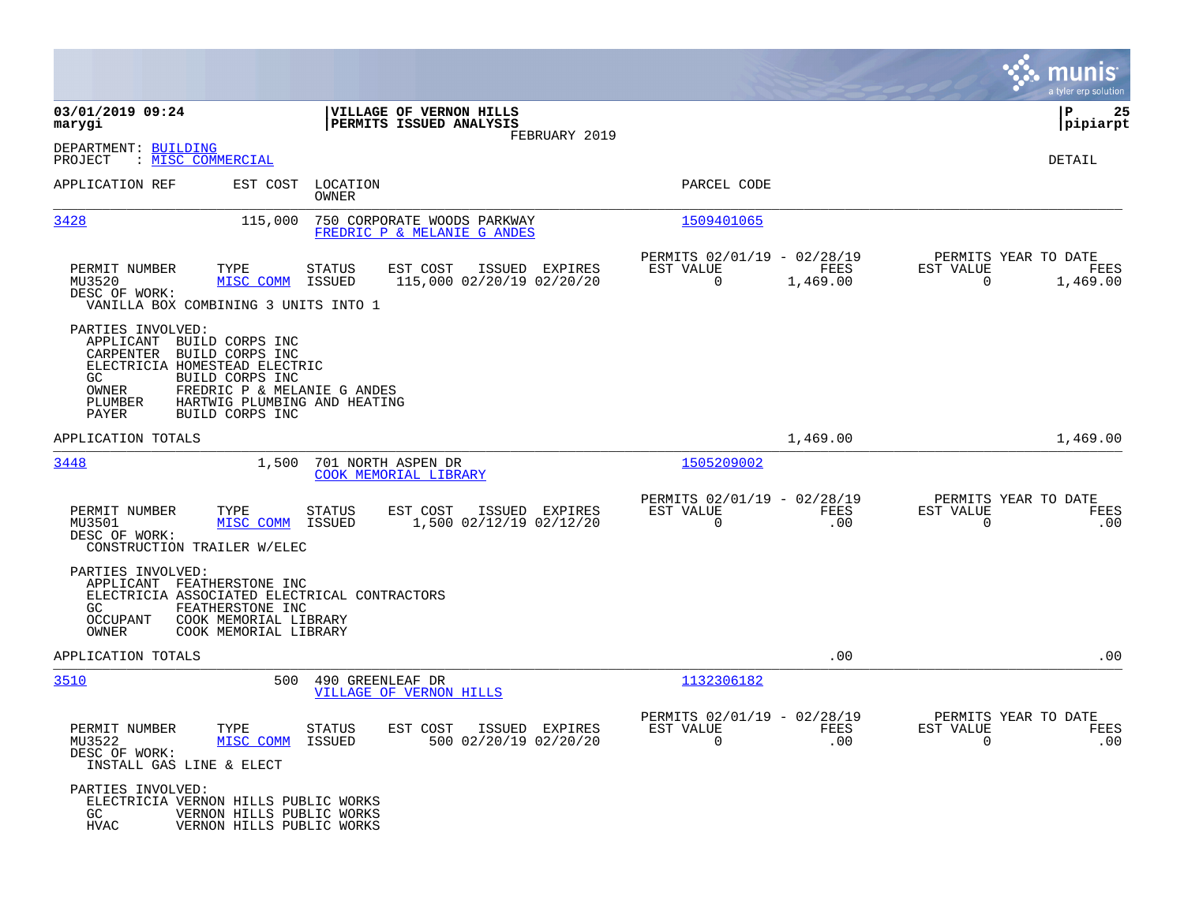**03/01/2019 09:24**
**marygi**

**VILLAGE OF VERNON HILLS**
**PERMITS ISSUED ANALYSIS**
FEBRUARY 2019

**pipiarpt**

DEPARTMENT: BUILDING
PROJECT : MISC COMMERCIAL

DETAIL

| APPLICATION REF | EST COST | LOCATION / OWNER | PARCEL CODE |
|---|---|---|---|
| 3428 | 115,000 | 750 CORPORATE WOODS PARKWAY / FREDRIC P & MELANIE G ANDES | 1509401065 |

| PERMIT NUMBER | TYPE | STATUS | EST COST | ISSUED | EXPIRES | PERMITS 02/01/19 - 02/28/19 EST VALUE | FEES | PERMITS YEAR TO DATE EST VALUE | FEES |
|---|---|---|---|---|---|---|---|---|---|
| MU3520 | MISC COMM | ISSUED | 115,000 | 02/20/19 | 02/20/20 | 0 | 1,469.00 | 0 | 1,469.00 |

DESC OF WORK:
VANILLA BOX COMBINING 3 UNITS INTO 1

PARTIES INVOLVED:
- APPLICANT BUILD CORPS INC
- CARPENTER BUILD CORPS INC
- ELECTRICIA HOMESTEAD ELECTRIC
- GC BUILD CORPS INC
- OWNER FREDRIC P & MELANIE G ANDES
- PLUMBER HARTWIG PLUMBING AND HEATING
- PAYER BUILD CORPS INC

APPLICATION TOTALS 1,469.00 1,469.00

| APPLICATION REF | EST COST | LOCATION / OWNER | PARCEL CODE |
|---|---|---|---|
| 3448 | 1,500 | 701 NORTH ASPEN DR / COOK MEMORIAL LIBRARY | 1505209002 |

| PERMIT NUMBER | TYPE | STATUS | EST COST | ISSUED | EXPIRES | PERMITS 02/01/19 - 02/28/19 EST VALUE | FEES | PERMITS YEAR TO DATE EST VALUE | FEES |
|---|---|---|---|---|---|---|---|---|---|
| MU3501 | MISC COMM | ISSUED | 1,500 | 02/12/19 | 02/12/20 | 0 | .00 | 0 | .00 |

DESC OF WORK:
CONSTRUCTION TRAILER W/ELEC

PARTIES INVOLVED:
- APPLICANT FEATHERSTONE INC
- ELECTRICIA ASSOCIATED ELECTRICAL CONTRACTORS
- GC FEATHERSTONE INC
- OCCUPANT COOK MEMORIAL LIBRARY
- OWNER COOK MEMORIAL LIBRARY

APPLICATION TOTALS .00 .00

| APPLICATION REF | EST COST | LOCATION / OWNER | PARCEL CODE |
|---|---|---|---|
| 3510 | 500 | 490 GREENLEAF DR / VILLAGE OF VERNON HILLS | 1132306182 |

| PERMIT NUMBER | TYPE | STATUS | EST COST | ISSUED | EXPIRES | PERMITS 02/01/19 - 02/28/19 EST VALUE | FEES | PERMITS YEAR TO DATE EST VALUE | FEES |
|---|---|---|---|---|---|---|---|---|---|
| MU3522 | MISC COMM | ISSUED | 500 | 02/20/19 | 02/20/20 | 0 | .00 | 0 | .00 |

DESC OF WORK:
INSTALL GAS LINE & ELECT

PARTIES INVOLVED:
- ELECTRICIA VERNON HILLS PUBLIC WORKS
- GC VERNON HILLS PUBLIC WORKS
- HVAC VERNON HILLS PUBLIC WORKS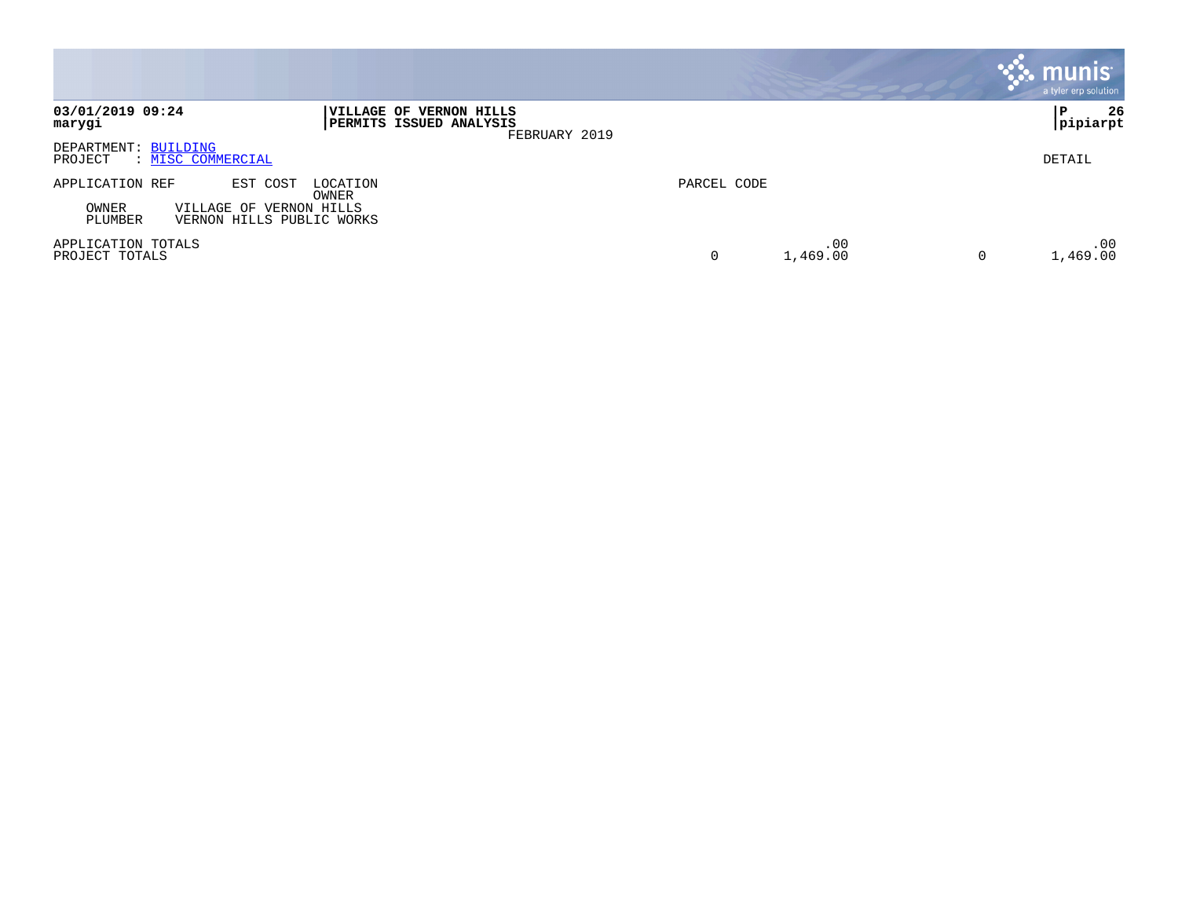**03/01/2019 09:24**
**marygi**

**VILLAGE OF VERNON HILLS**
**PERMITS ISSUED ANALYSIS**
FEBRUARY 2019

**P 26**
**pipiarpt**

DEPARTMENT: BUILDING
PROJECT : MISC COMMERCIAL

DETAIL

| APPLICATION REF | EST COST | LOCATION / OWNER | PARCEL CODE | | | | |
|---|---|---|---|---|---|---|---|
| OWNER | VILLAGE OF VERNON HILLS | | | | | | |
| PLUMBER | VERNON HILLS PUBLIC WORKS | | | | | | |
| APPLICATION TOTALS | | | | .00 | | .00 |
| PROJECT TOTALS | | | 0 | 1,469.00 | 0 | 1,469.00 |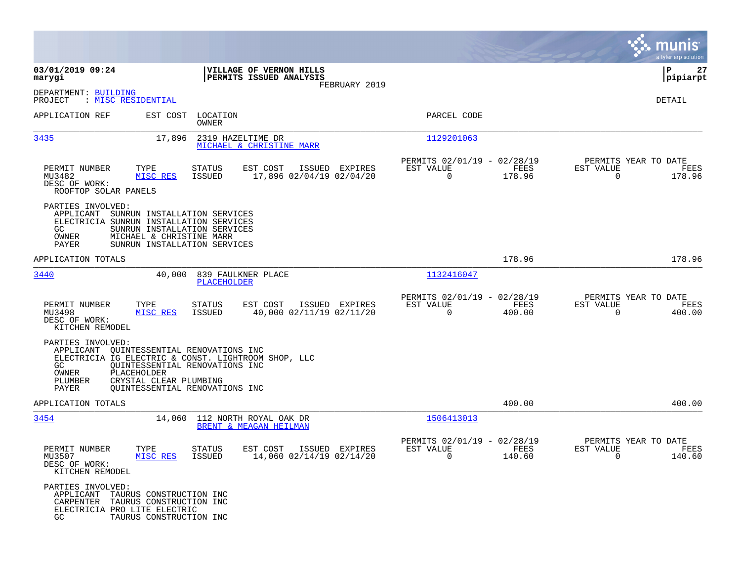**03/01/2019 09:24**
**marygi**

**VILLAGE OF VERNON HILLS**
**PERMITS ISSUED ANALYSIS**
FEBRUARY 2019

**P 27**
**pipiarpt**

DEPARTMENT: BUILDING
PROJECT : MISC RESIDENTIAL

DETAIL

| APPLICATION REF | EST COST | LOCATION / OWNER | PARCEL CODE |
|---|---|---|---|
| 3435 | 17,896 | 2319 HAZELTIME DR / MICHAEL & CHRISTINE MARR | 1129201063 |

| PERMIT NUMBER | TYPE | STATUS | EST COST | ISSUED | EXPIRES | PERMITS 02/01/19 - 02/28/19 EST VALUE | FEES | PERMITS YEAR TO DATE EST VALUE | FEES |
|---|---|---|---|---|---|---|---|---|---|
| MU3482 | MISC RES | ISSUED | 17,896 | 02/04/19 | 02/04/20 | 0 | 178.96 | 0 | 178.96 |

DESC OF WORK:
ROOFTOP SOLAR PANELS

PARTIES INVOLVED:
- APPLICANT SUNRUN INSTALLATION SERVICES
- ELECTRICIA SUNRUN INSTALLATION SERVICES
- GC SUNRUN INSTALLATION SERVICES
- OWNER MICHAEL & CHRISTINE MARR
- PAYER SUNRUN INSTALLATION SERVICES

APPLICATION TOTALS: 178.96 | 178.96

| APPLICATION REF | EST COST | LOCATION / OWNER | PARCEL CODE |
|---|---|---|---|
| 3440 | 40,000 | 839 FAULKNER PLACE / PLACEHOLDER | 1132416047 |

| PERMIT NUMBER | TYPE | STATUS | EST COST | ISSUED | EXPIRES | PERMITS 02/01/19 - 02/28/19 EST VALUE | FEES | PERMITS YEAR TO DATE EST VALUE | FEES |
|---|---|---|---|---|---|---|---|---|---|
| MU3498 | MISC RES | ISSUED | 40,000 | 02/11/19 | 02/11/20 | 0 | 400.00 | 0 | 400.00 |

DESC OF WORK:
KITCHEN REMODEL

PARTIES INVOLVED:
- APPLICANT QUINTESSENTIAL RENOVATIONS INC
- ELECTRICIA IG ELECTRIC & CONST. LIGHTROOM SHOP, LLC
- GC QUINTESSENTIAL RENOVATIONS INC
- OWNER PLACEHOLDER
- PLUMBER CRYSTAL CLEAR PLUMBING
- PAYER QUINTESSENTIAL RENOVATIONS INC

APPLICATION TOTALS: 400.00 | 400.00

| APPLICATION REF | EST COST | LOCATION / OWNER | PARCEL CODE |
|---|---|---|---|
| 3454 | 14,060 | 112 NORTH ROYAL OAK DR / BRENT & MEAGAN HEILMAN | 1506413013 |

| PERMIT NUMBER | TYPE | STATUS | EST COST | ISSUED | EXPIRES | PERMITS 02/01/19 - 02/28/19 EST VALUE | FEES | PERMITS YEAR TO DATE EST VALUE | FEES |
|---|---|---|---|---|---|---|---|---|---|
| MU3507 | MISC RES | ISSUED | 14,060 | 02/14/19 | 02/14/20 | 0 | 140.60 | 0 | 140.60 |

DESC OF WORK:
KITCHEN REMODEL

PARTIES INVOLVED:
- APPLICANT TAURUS CONSTRUCTION INC
- CARPENTER TAURUS CONSTRUCTION INC
- ELECTRICIA PRO LITE ELECTRIC
- GC TAURUS CONSTRUCTION INC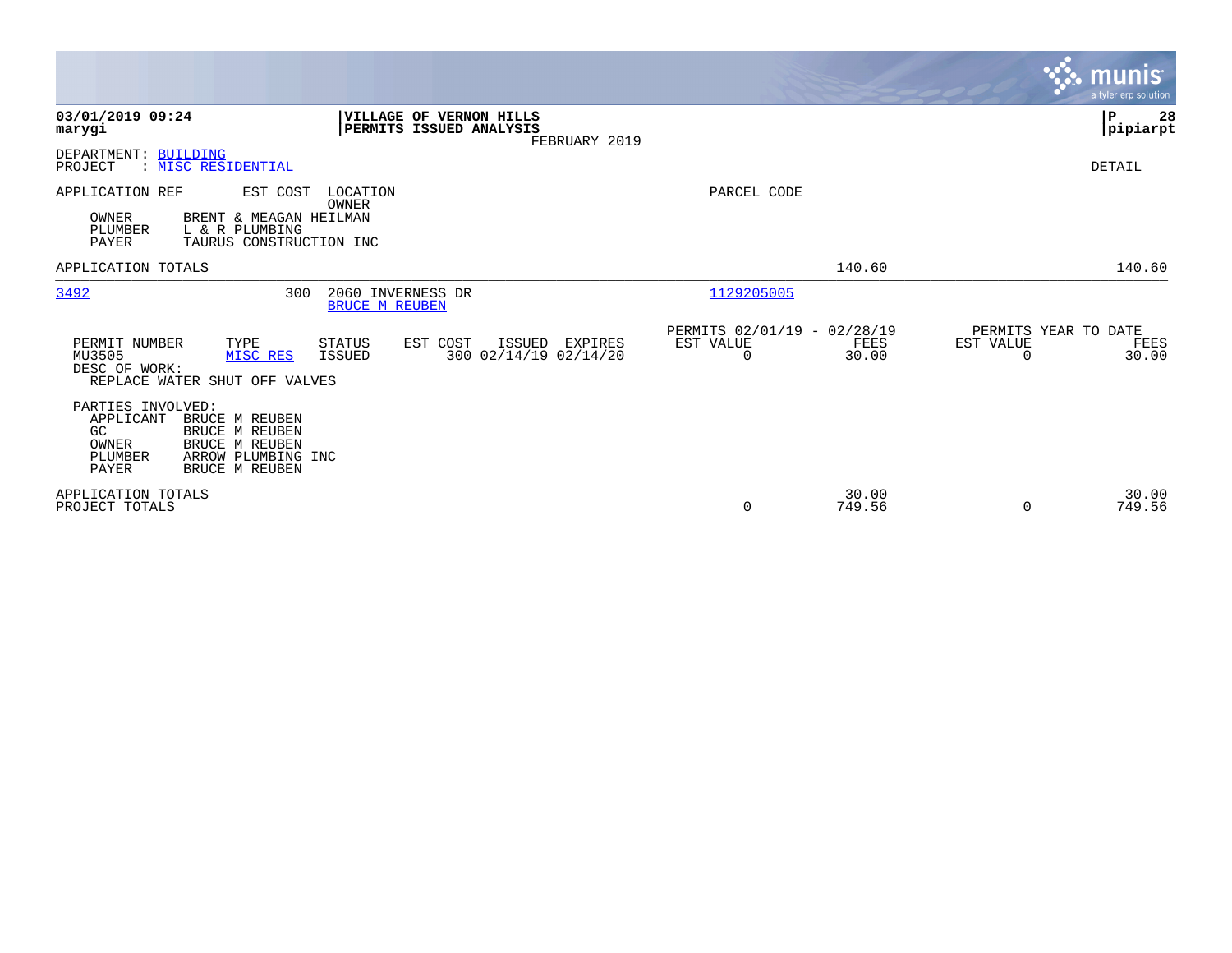**VILLAGE OF VERNON HILLS**
**PERMITS ISSUED ANALYSIS**
FEBRUARY 2019

**03/01/2019 09:24**
**marygi**

**P 28**
**pipiarpt**

DEPARTMENT: BUILDING
PROJECT : MISC RESIDENTIAL

DETAIL

APPLICATION REF | EST COST | LOCATION / OWNER | PARCEL CODE

OWNER BRENT & MEAGAN HEILMAN
PLUMBER L & R PLUMBING
PAYER TAURUS CONSTRUCTION INC

APPLICATION TOTALS 140.60 140.60

---

3492 | 300 | 2060 INVERNESS DR / BRUCE M REUBEN | 1129205005

| PERMIT NUMBER | TYPE | STATUS | EST COST | ISSUED | EXPIRES | PERMITS 02/01/19 - 02/28/19 EST VALUE | FEES | PERMITS YEAR TO DATE EST VALUE | FEES |
|---|---|---|---|---|---|---|---|---|---|
| MU3505 | MISC RES | ISSUED | 300 | 02/14/19 | 02/14/20 | 0 | 30.00 | 0 | 30.00 |

DESC OF WORK:
REPLACE WATER SHUT OFF VALVES

PARTIES INVOLVED:
APPLICANT BRUCE M REUBEN
GC BRUCE M REUBEN
OWNER BRUCE M REUBEN
PLUMBER ARROW PLUMBING INC
PAYER BRUCE M REUBEN

| | EST VALUE | FEES | EST VALUE | FEES |
|---|---|---|---|---|
| APPLICATION TOTALS | | 30.00 | | 30.00 |
| PROJECT TOTALS | 0 | 749.56 | 0 | 749.56 |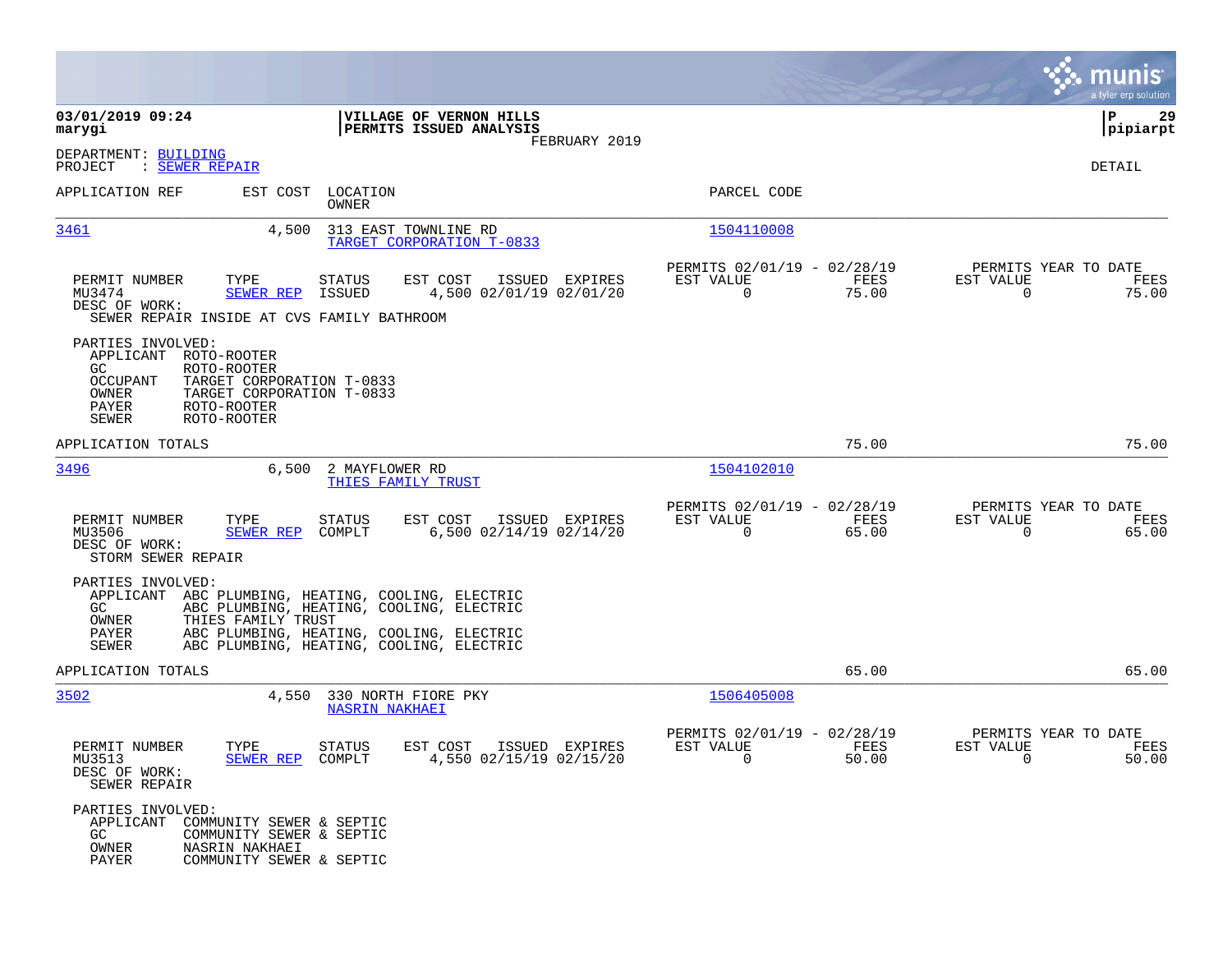**03/01/2019 09:24**
**marygi**

**VILLAGE OF VERNON HILLS**
**PERMITS ISSUED ANALYSIS**
FEBRUARY 2019

**pipiarpt**

DEPARTMENT: BUILDING
PROJECT : SEWER REPAIR

DETAIL

| APPLICATION REF | EST COST | LOCATION / OWNER | PARCEL CODE |
|---|---|---|---|
| 3461 | 4,500 | 313 EAST TOWNLINE RD / TARGET CORPORATION T-0833 | 1504110008 |

| PERMIT NUMBER | TYPE | STATUS | EST COST | ISSUED | EXPIRES | PERMITS 02/01/19 - 02/28/19 EST VALUE | FEES | PERMITS YEAR TO DATE EST VALUE | FEES |
|---|---|---|---|---|---|---|---|---|---|
| MU3474 | SEWER REP | ISSUED | 4,500 | 02/01/19 | 02/01/20 | 0 | 75.00 | 0 | 75.00 |

DESC OF WORK:
SEWER REPAIR INSIDE AT CVS FAMILY BATHROOM

PARTIES INVOLVED:
- APPLICANT ROTO-ROOTER
- GC ROTO-ROOTER
- OCCUPANT TARGET CORPORATION T-0833
- OWNER TARGET CORPORATION T-0833
- PAYER ROTO-ROOTER
- SEWER ROTO-ROOTER

APPLICATION TOTALS: 75.00 | 75.00

| APPLICATION REF | EST COST | LOCATION / OWNER | PARCEL CODE |
|---|---|---|---|
| 3496 | 6,500 | 2 MAYFLOWER RD / THIES FAMILY TRUST | 1504102010 |

| PERMIT NUMBER | TYPE | STATUS | EST COST | ISSUED | EXPIRES | PERMITS 02/01/19 - 02/28/19 EST VALUE | FEES | PERMITS YEAR TO DATE EST VALUE | FEES |
|---|---|---|---|---|---|---|---|---|---|
| MU3506 | SEWER REP | COMPLT | 6,500 | 02/14/19 | 02/14/20 | 0 | 65.00 | 0 | 65.00 |

DESC OF WORK:
STORM SEWER REPAIR

PARTIES INVOLVED:
- APPLICANT ABC PLUMBING, HEATING, COOLING, ELECTRIC
- GC ABC PLUMBING, HEATING, COOLING, ELECTRIC
- OWNER THIES FAMILY TRUST
- PAYER ABC PLUMBING, HEATING, COOLING, ELECTRIC
- SEWER ABC PLUMBING, HEATING, COOLING, ELECTRIC

APPLICATION TOTALS: 65.00 | 65.00

| APPLICATION REF | EST COST | LOCATION / OWNER | PARCEL CODE |
|---|---|---|---|
| 3502 | 4,550 | 330 NORTH FIORE PKY / NASRIN NAKHAEI | 1506405008 |

| PERMIT NUMBER | TYPE | STATUS | EST COST | ISSUED | EXPIRES | PERMITS 02/01/19 - 02/28/19 EST VALUE | FEES | PERMITS YEAR TO DATE EST VALUE | FEES |
|---|---|---|---|---|---|---|---|---|---|
| MU3513 | SEWER REP | COMPLT | 4,550 | 02/15/19 | 02/15/20 | 0 | 50.00 | 0 | 50.00 |

DESC OF WORK:
SEWER REPAIR

PARTIES INVOLVED:
- APPLICANT COMMUNITY SEWER & SEPTIC
- GC COMMUNITY SEWER & SEPTIC
- OWNER NASRIN NAKHAEI
- PAYER COMMUNITY SEWER & SEPTIC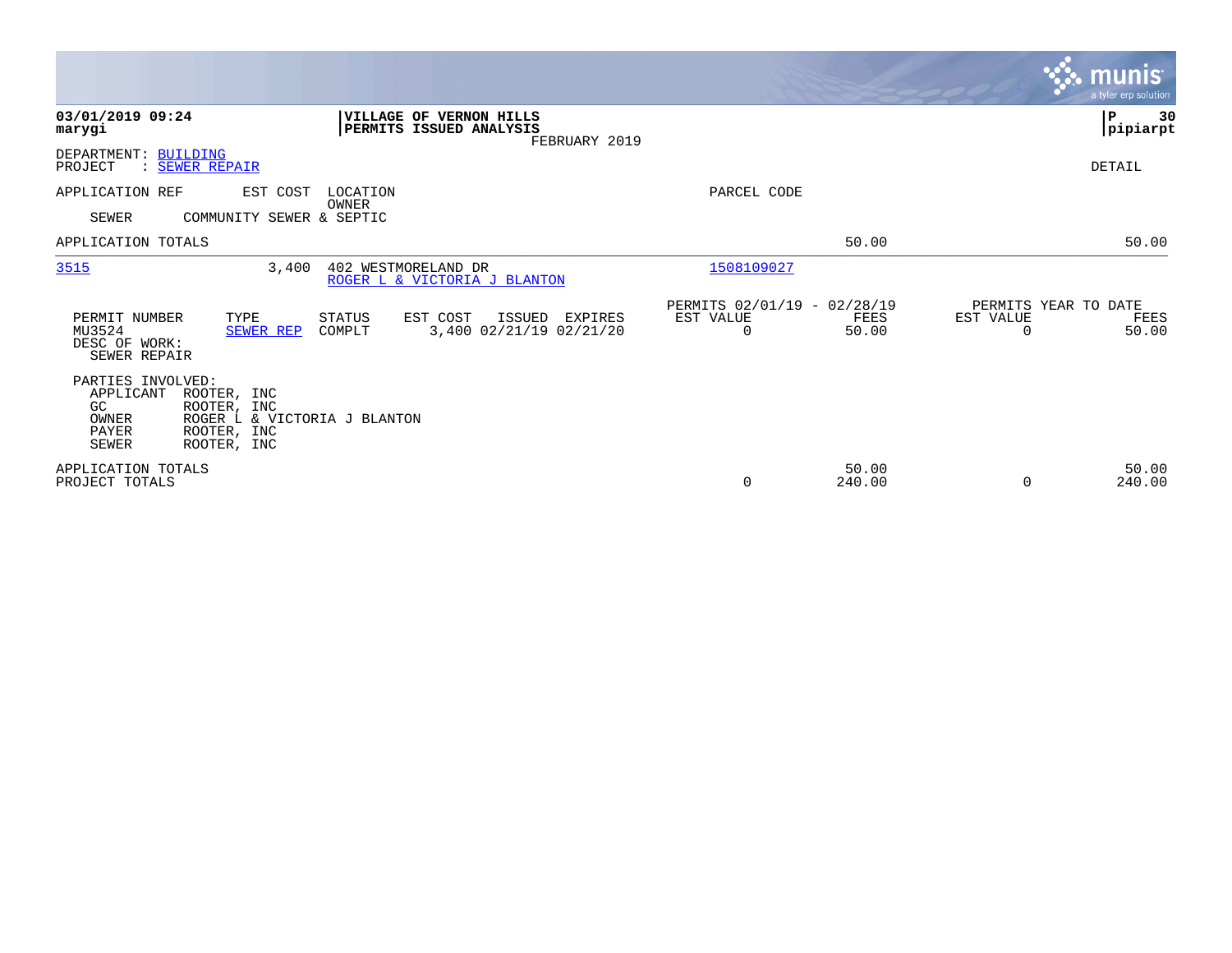**03/01/2019 09:24**
**marygi**

**VILLAGE OF VERNON HILLS**
**PERMITS ISSUED ANALYSIS**
FEBRUARY 2019

**P 30**
**pipiarpt**

DEPARTMENT: BUILDING
PROJECT : SEWER REPAIR

DETAIL

| APPLICATION REF | EST COST | LOCATION / OWNER | PARCEL CODE | | |
|---|---|---|---|---|---|
| SEWER | COMMUNITY SEWER & SEPTIC | | | | |
| APPLICATION TOTALS | | | | 50.00 | 50.00 |
| 3515 | 3,400 | 402 WESTMORELAND DR / ROGER L & VICTORIA J BLANTON | 1508109027 | | |

| PERMIT NUMBER | TYPE | STATUS | EST COST | ISSUED | EXPIRES | PERMITS 02/01/19 - 02/28/19 EST VALUE | FEES | PERMITS YEAR TO DATE EST VALUE | FEES |
|---|---|---|---|---|---|---|---|---|---|
| MU3524 | SEWER REP | COMPLT | 3,400 | 02/21/19 | 02/21/20 | 0 | 50.00 | 0 | 50.00 |

DESC OF WORK:
SEWER REPAIR

PARTIES INVOLVED:

| Role | Name |
|---|---|
| APPLICANT | ROOTER, INC |
| GC | ROOTER, INC |
| OWNER | ROGER L & VICTORIA J BLANTON |
| PAYER | ROOTER, INC |
| SEWER | ROOTER, INC |

| | EST VALUE | FEES | EST VALUE | FEES |
|---|---|---|---|---|
| APPLICATION TOTALS | | 50.00 | | 50.00 |
| PROJECT TOTALS | 0 | 240.00 | 0 | 240.00 |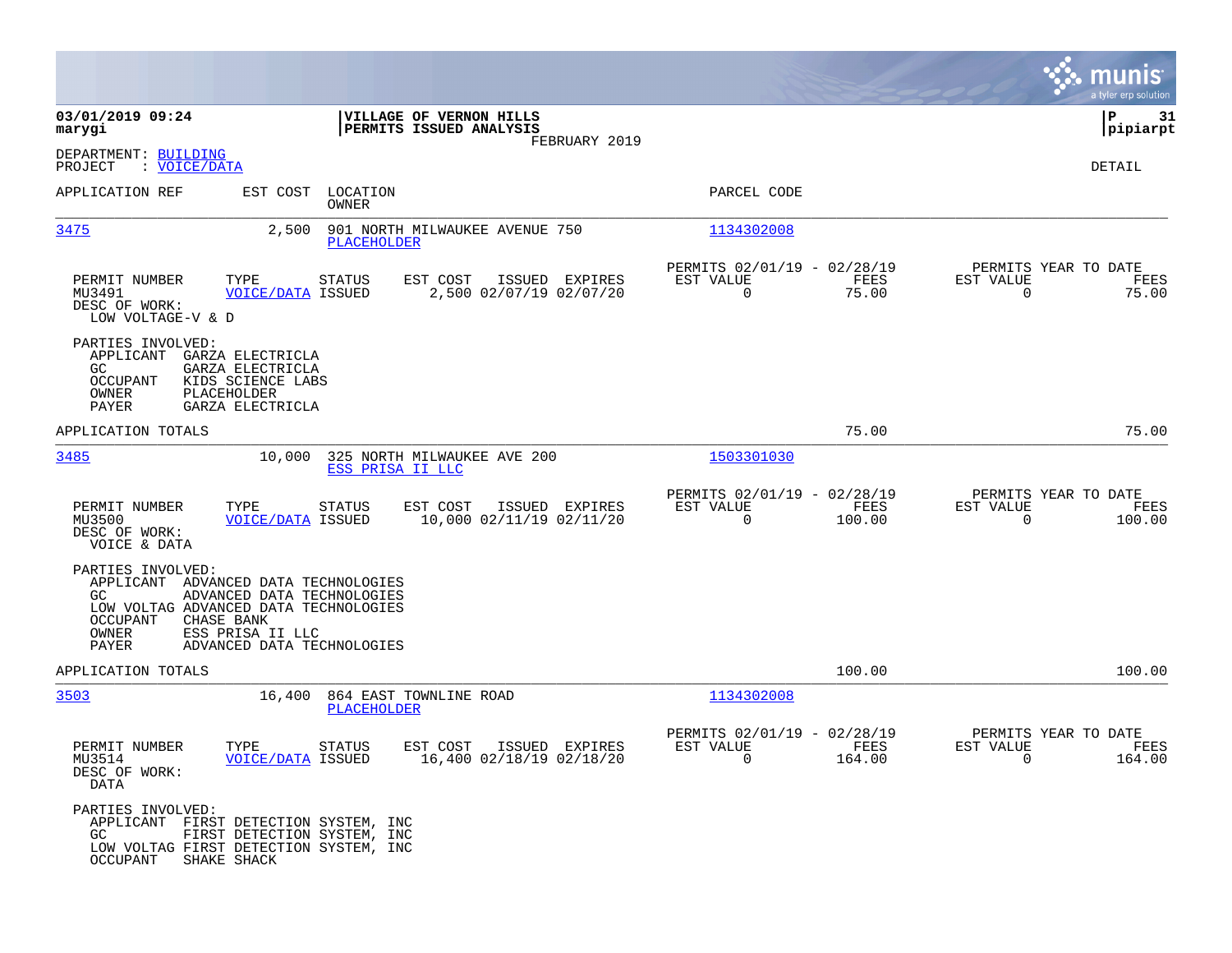03/01/2019 09:24
marygi

**VILLAGE OF VERNON HILLS**
**PERMITS ISSUED ANALYSIS**
FEBRUARY 2019

P 31
pipiarpt

DEPARTMENT: BUILDING
PROJECT : VOICE/DATA

DETAIL

| APPLICATION REF | EST COST | LOCATION / OWNER | PARCEL CODE |
|---|---|---|---|
| 3475 | 2,500 | 901 NORTH MILWAUKEE AVENUE 750 / PLACEHOLDER | 1134302008 |

| PERMIT NUMBER | TYPE | STATUS | EST COST | ISSUED | EXPIRES | PERMITS 02/01/19 - 02/28/19 EST VALUE | FEES | PERMITS YEAR TO DATE EST VALUE | FEES |
|---|---|---|---|---|---|---|---|---|---|
| MU3491 | VOICE/DATA | ISSUED | 2,500 | 02/07/19 | 02/07/20 | 0 | 75.00 | 0 | 75.00 |

DESC OF WORK:
LOW VOLTAGE-V & D

PARTIES INVOLVED:
- APPLICANT GARZA ELECTRICLA
- GC GARZA ELECTRICLA
- OCCUPANT KIDS SCIENCE LABS
- OWNER PLACEHOLDER
- PAYER GARZA ELECTRICLA

APPLICATION TOTALS 75.00 75.00

| APPLICATION REF | EST COST | LOCATION / OWNER | PARCEL CODE |
|---|---|---|---|
| 3485 | 10,000 | 325 NORTH MILWAUKEE AVE 200 / ESS PRISA II LLC | 1503301030 |

| PERMIT NUMBER | TYPE | STATUS | EST COST | ISSUED | EXPIRES | PERMITS 02/01/19 - 02/28/19 EST VALUE | FEES | PERMITS YEAR TO DATE EST VALUE | FEES |
|---|---|---|---|---|---|---|---|---|---|
| MU3500 | VOICE/DATA | ISSUED | 10,000 | 02/11/19 | 02/11/20 | 0 | 100.00 | 0 | 100.00 |

DESC OF WORK:
VOICE & DATA

PARTIES INVOLVED:
- APPLICANT ADVANCED DATA TECHNOLOGIES
- GC ADVANCED DATA TECHNOLOGIES
- LOW VOLTAG ADVANCED DATA TECHNOLOGIES
- OCCUPANT CHASE BANK
- OWNER ESS PRISA II LLC
- PAYER ADVANCED DATA TECHNOLOGIES

APPLICATION TOTALS 100.00 100.00

| APPLICATION REF | EST COST | LOCATION / OWNER | PARCEL CODE |
|---|---|---|---|
| 3503 | 16,400 | 864 EAST TOWNLINE ROAD / PLACEHOLDER | 1134302008 |

| PERMIT NUMBER | TYPE | STATUS | EST COST | ISSUED | EXPIRES | PERMITS 02/01/19 - 02/28/19 EST VALUE | FEES | PERMITS YEAR TO DATE EST VALUE | FEES |
|---|---|---|---|---|---|---|---|---|---|
| MU3514 | VOICE/DATA | ISSUED | 16,400 | 02/18/19 | 02/18/20 | 0 | 164.00 | 0 | 164.00 |

DESC OF WORK:
DATA

PARTIES INVOLVED:
- APPLICANT FIRST DETECTION SYSTEM, INC
- GC FIRST DETECTION SYSTEM, INC
- LOW VOLTAG FIRST DETECTION SYSTEM, INC
- OCCUPANT SHAKE SHACK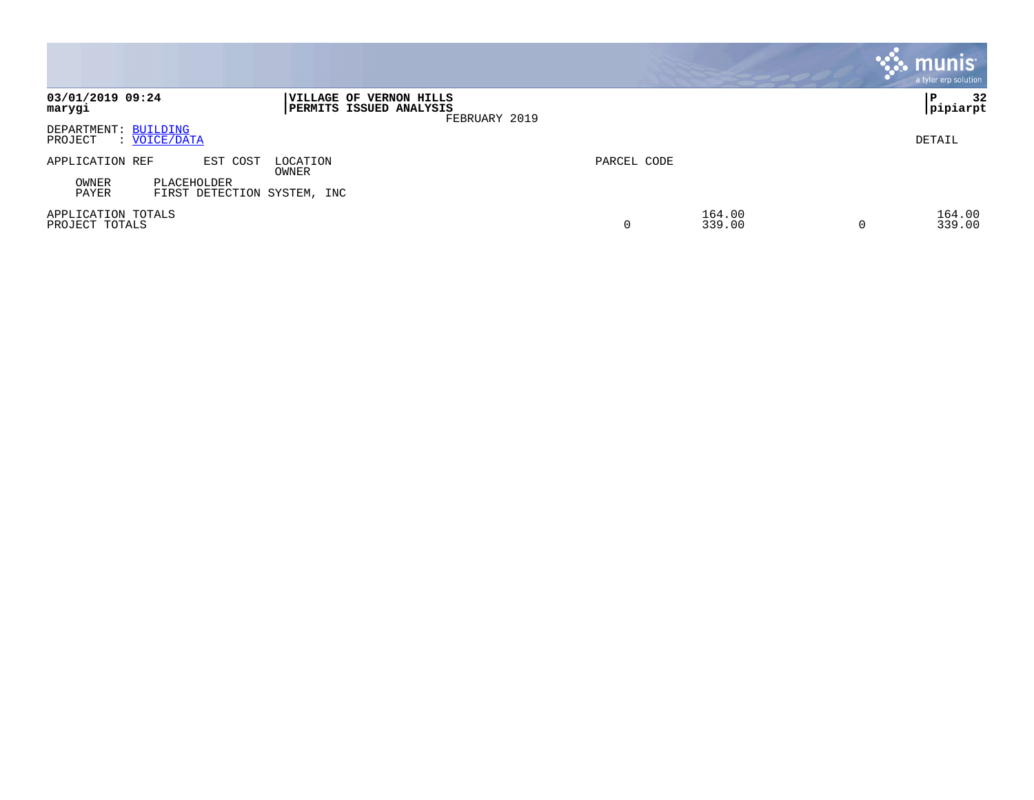**03/01/2019 09:24**
**marygi**

**VILLAGE OF VERNON HILLS**
**PERMITS ISSUED ANALYSIS**
FEBRUARY 2019

**P 32**
**pipiarpt**

DEPARTMENT: BUILDING
PROJECT : VOICE/DATA

DETAIL

| APPLICATION REF | EST COST | LOCATION / OWNER | PARCEL CODE | | | |
|---|---|---|---|---|---|---|
| OWNER | PLACEHOLDER | | | | | |
| PAYER | FIRST DETECTION SYSTEM, INC | | | | | |
| APPLICATION TOTALS | | | | 164.00 | | 164.00 |
| PROJECT TOTALS | | | 0 | 339.00 | 0 | 339.00 |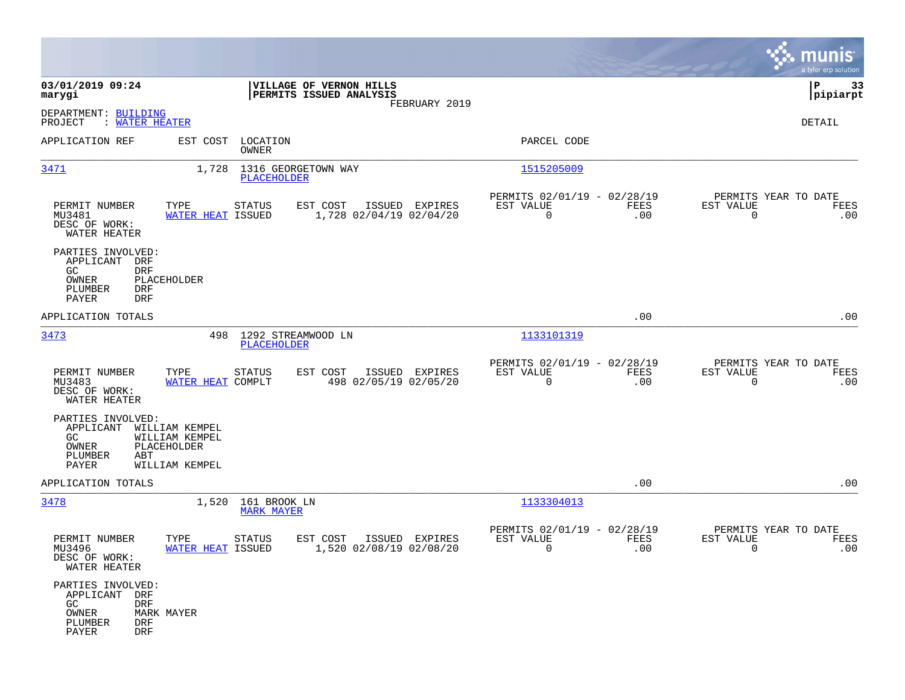**VILLAGE OF VERNON HILLS**
**PERMITS ISSUED ANALYSIS**
FEBRUARY 2019

03/01/2019 09:24
marygi

P 33
pipiarpt

DEPARTMENT: BUILDING
PROJECT : WATER HEATER

DETAIL

| APPLICATION REF | EST COST | LOCATION / OWNER | PARCEL CODE |
|---|---|---|---|
| 3471 | 1,728 | 1316 GEORGETOWN WAY / PLACEHOLDER | 1515205009 |

| PERMIT NUMBER | TYPE | STATUS | EST COST | ISSUED | EXPIRES | PERMITS 02/01/19 - 02/28/19 EST VALUE | FEES | PERMITS YEAR TO DATE EST VALUE | FEES |
|---|---|---|---|---|---|---|---|---|---|
| MU3481 | WATER HEAT | ISSUED | 1,728 | 02/04/19 | 02/04/20 | 0 | .00 | 0 | .00 |

DESC OF WORK:
WATER HEATER

PARTIES INVOLVED:
APPLICANT DRF
GC DRF
OWNER PLACEHOLDER
PLUMBER DRF
PAYER DRF

APPLICATION TOTALS .00 .00

| APPLICATION REF | EST COST | LOCATION / OWNER | PARCEL CODE |
|---|---|---|---|
| 3473 | 498 | 1292 STREAMWOOD LN / PLACEHOLDER | 1133101319 |

| PERMIT NUMBER | TYPE | STATUS | EST COST | ISSUED | EXPIRES | PERMITS 02/01/19 - 02/28/19 EST VALUE | FEES | PERMITS YEAR TO DATE EST VALUE | FEES |
|---|---|---|---|---|---|---|---|---|---|
| MU3483 | WATER HEAT | COMPLT | 498 | 02/05/19 | 02/05/20 | 0 | .00 | 0 | .00 |

DESC OF WORK:
WATER HEATER

PARTIES INVOLVED:
APPLICANT WILLIAM KEMPEL
GC WILLIAM KEMPEL
OWNER PLACEHOLDER
PLUMBER ABT
PAYER WILLIAM KEMPEL

APPLICATION TOTALS .00 .00

| APPLICATION REF | EST COST | LOCATION / OWNER | PARCEL CODE |
|---|---|---|---|
| 3478 | 1,520 | 161 BROOK LN / MARK MAYER | 1133304013 |

| PERMIT NUMBER | TYPE | STATUS | EST COST | ISSUED | EXPIRES | PERMITS 02/01/19 - 02/28/19 EST VALUE | FEES | PERMITS YEAR TO DATE EST VALUE | FEES |
|---|---|---|---|---|---|---|---|---|---|
| MU3496 | WATER HEAT | ISSUED | 1,520 | 02/08/19 | 02/08/20 | 0 | .00 | 0 | .00 |

DESC OF WORK:
WATER HEATER

PARTIES INVOLVED:
APPLICANT DRF
GC DRF
OWNER MARK MAYER
PLUMBER DRF
PAYER DRF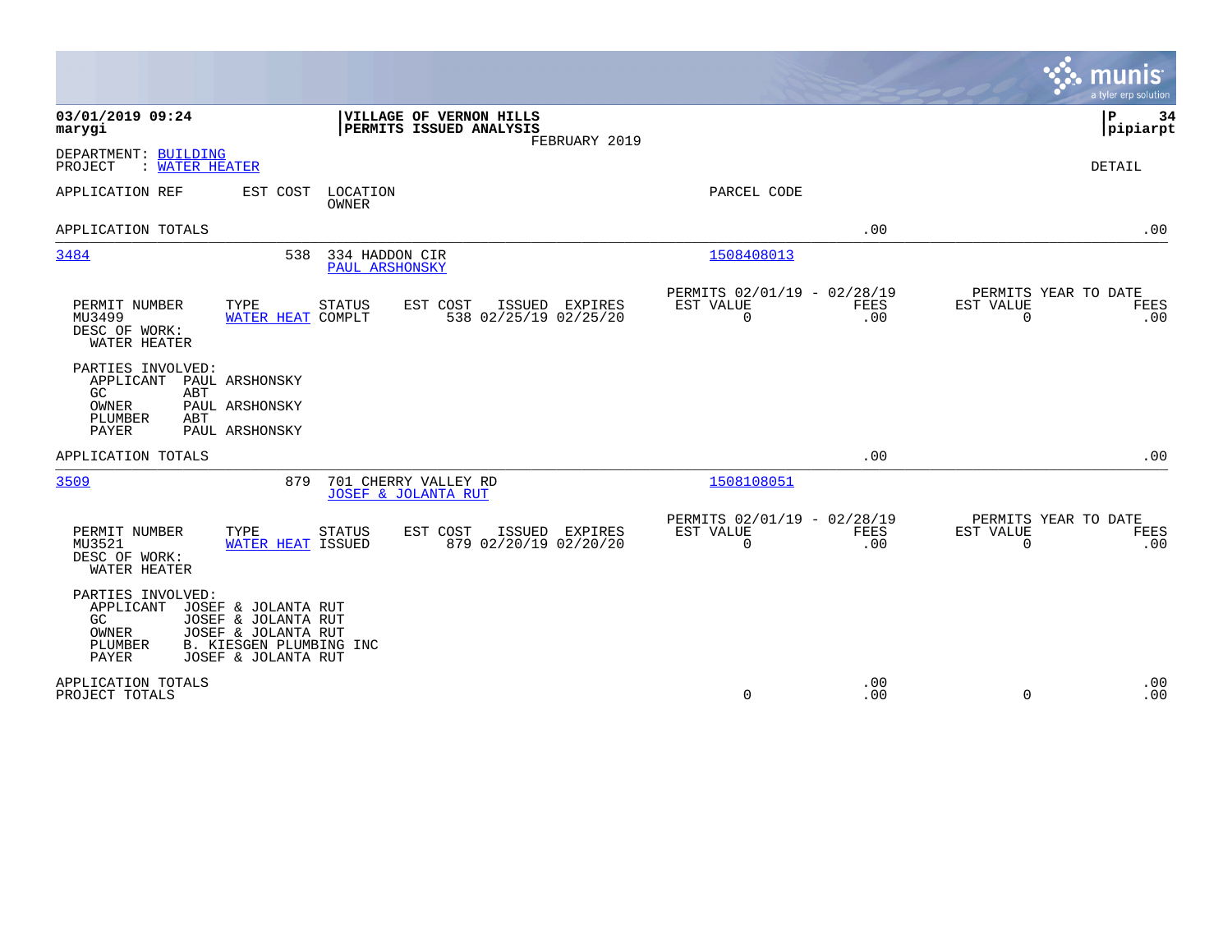**03/01/2019 09:24**
**marygi**

**VILLAGE OF VERNON HILLS**
**PERMITS ISSUED ANALYSIS**
FEBRUARY 2019

**P 34**
**pipiarpt**

DEPARTMENT: BUILDING
PROJECT : WATER HEATER

DETAIL

| APPLICATION REF | EST COST | LOCATION / OWNER | PARCEL CODE | | |
|---|---|---|---|---|---|
| APPLICATION TOTALS | | | | .00 | .00 |
| 3484 | 538 | 334 HADDON CIR / PAUL ARSHONSKY | 1508408013 | | |

| PERMIT NUMBER | TYPE | STATUS | EST COST | ISSUED | EXPIRES | PERMITS 02/01/19 - 02/28/19 EST VALUE | FEES | PERMITS YEAR TO DATE EST VALUE | FEES |
|---|---|---|---|---|---|---|---|---|---|
| MU3499 | WATER HEAT | COMPLT | 538 | 02/25/19 | 02/25/20 | 0 | .00 | 0 | .00 |

DESC OF WORK:
WATER HEATER

PARTIES INVOLVED:
- APPLICANT PAUL ARSHONSKY
- GC ABT
- OWNER PAUL ARSHONSKY
- PLUMBER ABT
- PAYER PAUL ARSHONSKY

| APPLICATION TOTALS | | | | .00 | .00 |
|---|---|---|---|---|---|
| 3509 | 879 | 701 CHERRY VALLEY RD / JOSEF & JOLANTA RUT | 1508108051 | | |

| PERMIT NUMBER | TYPE | STATUS | EST COST | ISSUED | EXPIRES | PERMITS 02/01/19 - 02/28/19 EST VALUE | FEES | PERMITS YEAR TO DATE EST VALUE | FEES |
|---|---|---|---|---|---|---|---|---|---|
| MU3521 | WATER HEAT | ISSUED | 879 | 02/20/19 | 02/20/20 | 0 | .00 | 0 | .00 |

DESC OF WORK:
WATER HEATER

PARTIES INVOLVED:
- APPLICANT JOSEF & JOLANTA RUT
- GC JOSEF & JOLANTA RUT
- OWNER JOSEF & JOLANTA RUT
- PLUMBER B. KIESGEN PLUMBING INC
- PAYER JOSEF & JOLANTA RUT

| | EST VALUE | FEES | EST VALUE | FEES |
|---|---|---|---|---|
| APPLICATION TOTALS | | .00 | | .00 |
| PROJECT TOTALS | 0 | .00 | 0 | .00 |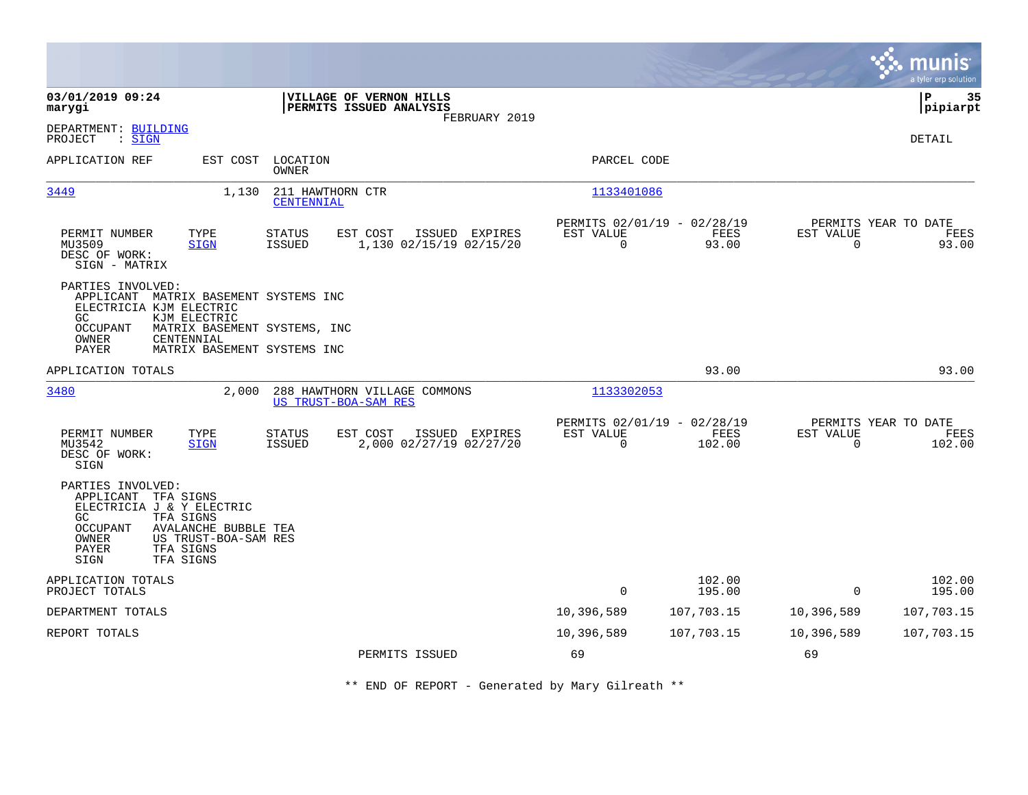**03/01/2019 09:24**
**marygi**

**VILLAGE OF VERNON HILLS**
**PERMITS ISSUED ANALYSIS**
FEBRUARY 2019

**P 35**
**pipiarpt**

DEPARTMENT: BUILDING
PROJECT : SIGN

DETAIL

| APPLICATION REF | EST COST | LOCATION / OWNER | PARCEL CODE |
|---|---|---|---|
| 3449 | 1,130 | 211 HAWTHORN CTR / CENTENNIAL | 1133401086 |

| PERMIT NUMBER | TYPE | STATUS | EST COST | ISSUED | EXPIRES | PERMITS 02/01/19 - 02/28/19 EST VALUE | FEES | PERMITS YEAR TO DATE EST VALUE | FEES |
|---|---|---|---|---|---|---|---|---|---|
| MU3509 | SIGN | ISSUED | 1,130 | 02/15/19 | 02/15/20 | 0 | 93.00 | 0 | 93.00 |

DESC OF WORK:
SIGN - MATRIX

PARTIES INVOLVED:
- APPLICANT MATRIX BASEMENT SYSTEMS INC
- ELECTRICIA KJM ELECTRIC
- GC KJM ELECTRIC
- OCCUPANT MATRIX BASEMENT SYSTEMS, INC
- OWNER CENTENNIAL
- PAYER MATRIX BASEMENT SYSTEMS INC

APPLICATION TOTALS 93.00 93.00

| APPLICATION REF | EST COST | LOCATION / OWNER | PARCEL CODE |
|---|---|---|---|
| 3480 | 2,000 | 288 HAWTHORN VILLAGE COMMONS / US TRUST-BOA-SAM RES | 1133302053 |

| PERMIT NUMBER | TYPE | STATUS | EST COST | ISSUED | EXPIRES | PERMITS 02/01/19 - 02/28/19 EST VALUE | FEES | PERMITS YEAR TO DATE EST VALUE | FEES |
|---|---|---|---|---|---|---|---|---|---|
| MU3542 | SIGN | ISSUED | 2,000 | 02/27/19 | 02/27/20 | 0 | 102.00 | 0 | 102.00 |

DESC OF WORK:
SIGN

PARTIES INVOLVED:
- APPLICANT TFA SIGNS
- ELECTRICIA J & Y ELECTRIC
- GC TFA SIGNS
- OCCUPANT AVALANCHE BUBBLE TEA
- OWNER US TRUST-BOA-SAM RES
- PAYER TFA SIGNS
- SIGN TFA SIGNS

| | EST VALUE | FEES | YTD EST VALUE | YTD FEES |
|---|---|---|---|---|
| APPLICATION TOTALS | | 102.00 | | 102.00 |
| PROJECT TOTALS | 0 | 195.00 | 0 | 195.00 |
| DEPARTMENT TOTALS | 10,396,589 | 107,703.15 | 10,396,589 | 107,703.15 |
| REPORT TOTALS | 10,396,589 | 107,703.15 | 10,396,589 | 107,703.15 |
| PERMITS ISSUED | 69 | | 69 | |

** END OF REPORT - Generated by Mary Gilreath **